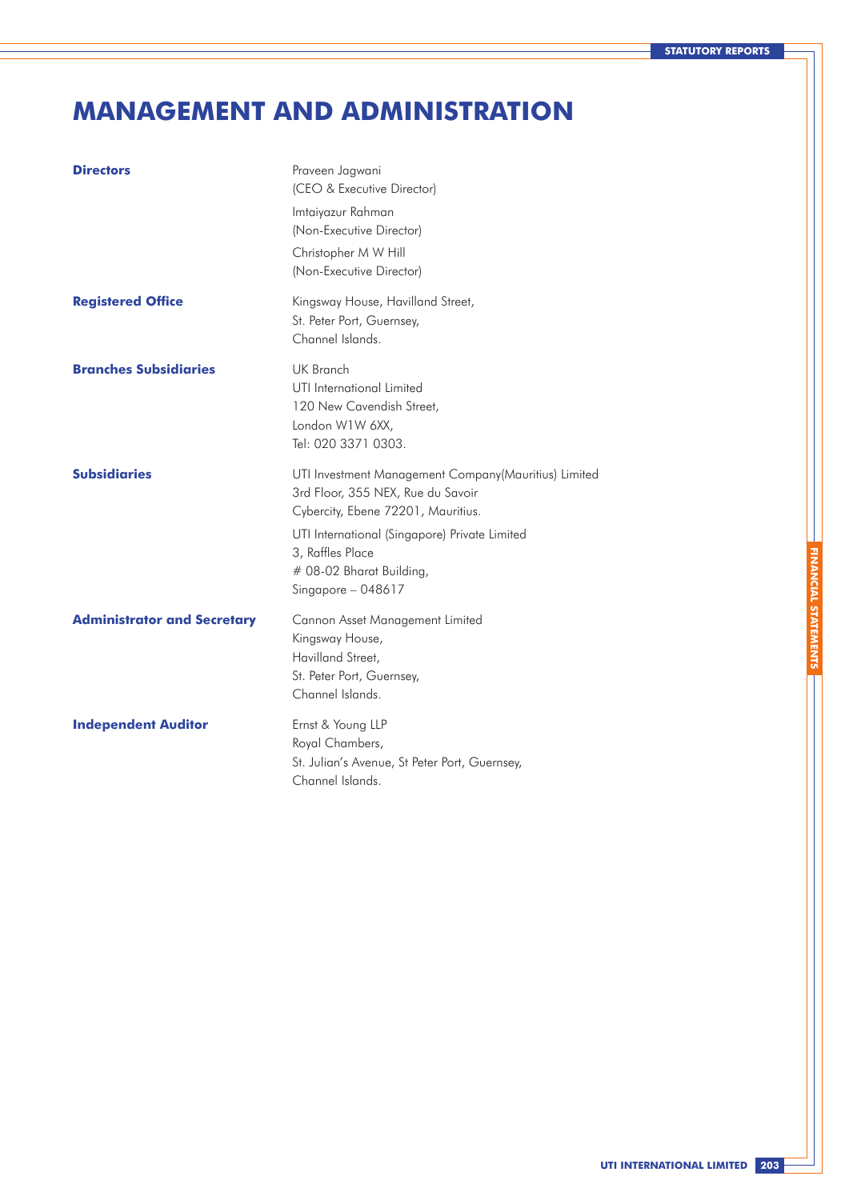# MANAGEMENT AND ADMINISTRATION

| | |
|---|---|
| **Directors** | Praveen Jagwani (CEO & Executive Director)<br>Imtaiyazur Rahman (Non-Executive Director)<br>Christopher M W Hill (Non-Executive Director) |
| **Registered Office** | Kingsway House, Havilland Street, St. Peter Port, Guernsey, Channel Islands. |
| **Branches Subsidiaries** | UK Branch<br>UTI International Limited<br>120 New Cavendish Street, London W1W 6XX, Tel: 020 3371 0303. |
| **Subsidiaries** | UTI Investment Management Company(Mauritius) Limited<br>3rd Floor, 355 NEX, Rue du Savoir<br>Cybercity, Ebene 72201, Mauritius.<br>UTI International (Singapore) Private Limited<br>3, Raffles Place<br># 08-02 Bharat Building,<br>Singapore – 048617 |
| **Administrator and Secretary** | Cannon Asset Management Limited<br>Kingsway House,<br>Havilland Street,<br>St. Peter Port, Guernsey,<br>Channel Islands. |
| **Independent Auditor** | Ernst & Young LLP<br>Royal Chambers,<br>St. Julian's Avenue, St Peter Port, Guernsey,<br>Channel Islands. |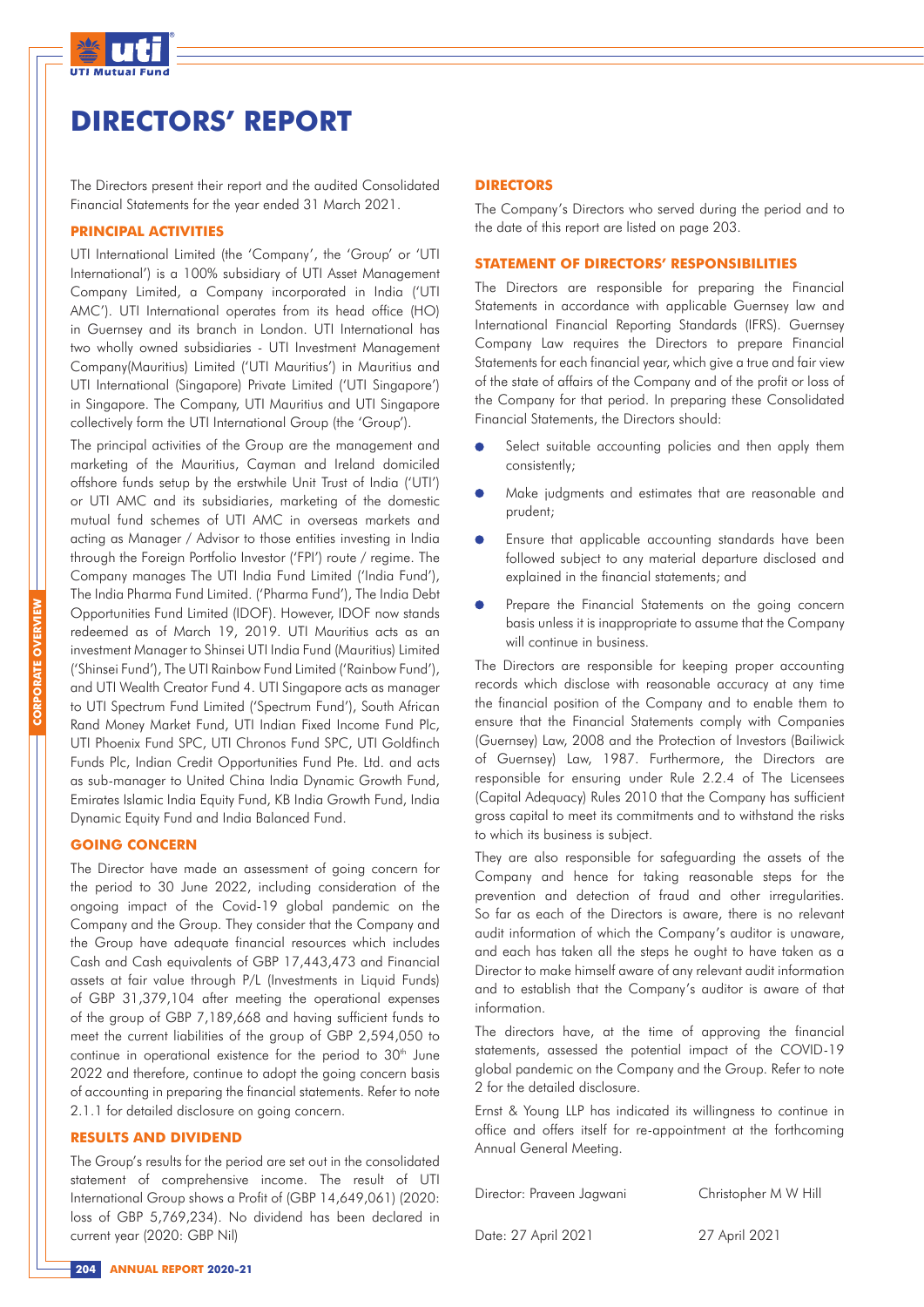# DIRECTORS' REPORT

The Directors present their report and the audited Consolidated Financial Statements for the year ended 31 March 2021.

## PRINCIPAL ACTIVITIES

UTI International Limited (the 'Company', the 'Group' or 'UTI International') is a 100% subsidiary of UTI Asset Management Company Limited, a Company incorporated in India ('UTI AMC'). UTI International operates from its head office (HO) in Guernsey and its branch in London. UTI International has two wholly owned subsidiaries - UTI Investment Management Company(Mauritius) Limited ('UTI Mauritius') in Mauritius and UTI International (Singapore) Private Limited ('UTI Singapore') in Singapore. The Company, UTI Mauritius and UTI Singapore collectively form the UTI International Group (the 'Group').

The principal activities of the Group are the management and marketing of the Mauritius, Cayman and Ireland domiciled offshore funds setup by the erstwhile Unit Trust of India ('UTI') or UTI AMC and its subsidiaries, marketing of the domestic mutual fund schemes of UTI AMC in overseas markets and acting as Manager / Advisor to those entities investing in India through the Foreign Portfolio Investor ('FPI') route / regime. The Company manages The UTI India Fund Limited ('India Fund'), The India Pharma Fund Limited. ('Pharma Fund'), The India Debt Opportunities Fund Limited (IDOF). However, IDOF now stands redeemed as of March 19, 2019. UTI Mauritius acts as an investment Manager to Shinsei UTI India Fund (Mauritius) Limited ('Shinsei Fund'), The UTI Rainbow Fund Limited ('Rainbow Fund'), and UTI Wealth Creator Fund 4. UTI Singapore acts as manager to UTI Spectrum Fund Limited ('Spectrum Fund'), South African Rand Money Market Fund, UTI Indian Fixed Income Fund Plc, UTI Phoenix Fund SPC, UTI Chronos Fund SPC, UTI Goldfinch Funds Plc, Indian Credit Opportunities Fund Pte. Ltd. and acts as sub-manager to United China India Dynamic Growth Fund, Emirates Islamic India Equity Fund, KB India Growth Fund, India Dynamic Equity Fund and India Balanced Fund.

## GOING CONCERN

The Director have made an assessment of going concern for the period to 30 June 2022, including consideration of the ongoing impact of the Covid-19 global pandemic on the Company and the Group. They consider that the Company and the Group have adequate financial resources which includes Cash and Cash equivalents of GBP 17,443,473 and Financial assets at fair value through P/L (Investments in Liquid Funds) of GBP 31,379,104 after meeting the operational expenses of the group of GBP 7,189,668 and having sufficient funds to meet the current liabilities of the group of GBP 2,594,050 to continue in operational existence for the period to 30th June 2022 and therefore, continue to adopt the going concern basis of accounting in preparing the financial statements. Refer to note 2.1.1 for detailed disclosure on going concern.

## RESULTS AND DIVIDEND

The Group's results for the period are set out in the consolidated statement of comprehensive income. The result of UTI International Group shows a Profit of (GBP 14,649,061) (2020: loss of GBP 5,769,234). No dividend has been declared in current year (2020: GBP Nil)

## DIRECTORS

The Company's Directors who served during the period and to the date of this report are listed on page 203.

## STATEMENT OF DIRECTORS' RESPONSIBILITIES

The Directors are responsible for preparing the Financial Statements in accordance with applicable Guernsey law and International Financial Reporting Standards (IFRS). Guernsey Company Law requires the Directors to prepare Financial Statements for each financial year, which give a true and fair view of the state of affairs of the Company and of the profit or loss of the Company for that period. In preparing these Consolidated Financial Statements, the Directors should:

- Select suitable accounting policies and then apply them consistently;
- Make judgments and estimates that are reasonable and prudent;
- Ensure that applicable accounting standards have been followed subject to any material departure disclosed and explained in the financial statements; and
- Prepare the Financial Statements on the going concern basis unless it is inappropriate to assume that the Company will continue in business.

The Directors are responsible for keeping proper accounting records which disclose with reasonable accuracy at any time the financial position of the Company and to enable them to ensure that the Financial Statements comply with Companies (Guernsey) Law, 2008 and the Protection of Investors (Bailiwick of Guernsey) Law, 1987. Furthermore, the Directors are responsible for ensuring under Rule 2.2.4 of The Licensees (Capital Adequacy) Rules 2010 that the Company has sufficient gross capital to meet its commitments and to withstand the risks to which its business is subject.

They are also responsible for safeguarding the assets of the Company and hence for taking reasonable steps for the prevention and detection of fraud and other irregularities. So far as each of the Directors is aware, there is no relevant audit information of which the Company's auditor is unaware, and each has taken all the steps he ought to have taken as a Director to make himself aware of any relevant audit information and to establish that the Company's auditor is aware of that information.

The directors have, at the time of approving the financial statements, assessed the potential impact of the COVID-19 global pandemic on the Company and the Group. Refer to note 2 for the detailed disclosure.

Ernst & Young LLP has indicated its willingness to continue in office and offers itself for re-appointment at the forthcoming Annual General Meeting.

| Director: Praveen Jagwani | Christopher M W Hill |
|---|---|
| Date: 27 April 2021 | 27 April 2021 |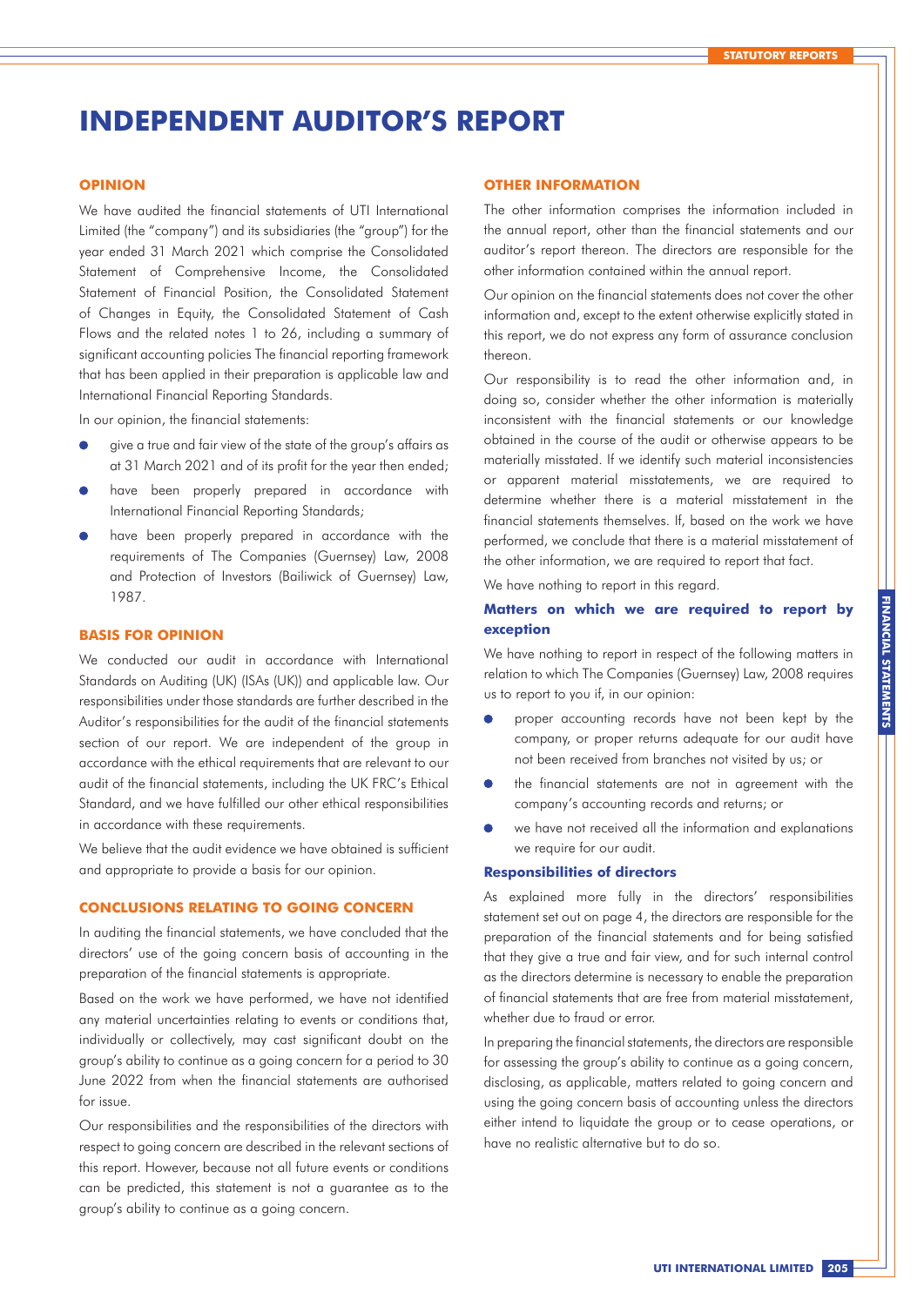# INDEPENDENT AUDITOR'S REPORT

## OPINION

We have audited the financial statements of UTI International Limited (the "company") and its subsidiaries (the "group") for the year ended 31 March 2021 which comprise the Consolidated Statement of Comprehensive Income, the Consolidated Statement of Financial Position, the Consolidated Statement of Changes in Equity, the Consolidated Statement of Cash Flows and the related notes 1 to 26, including a summary of significant accounting policies The financial reporting framework that has been applied in their preparation is applicable law and International Financial Reporting Standards.

In our opinion, the financial statements:

- give a true and fair view of the state of the group's affairs as at 31 March 2021 and of its profit for the year then ended;
- have been properly prepared in accordance with International Financial Reporting Standards;
- have been properly prepared in accordance with the requirements of The Companies (Guernsey) Law, 2008 and Protection of Investors (Bailiwick of Guernsey) Law, 1987.

## BASIS FOR OPINION

We conducted our audit in accordance with International Standards on Auditing (UK) (ISAs (UK)) and applicable law. Our responsibilities under those standards are further described in the Auditor's responsibilities for the audit of the financial statements section of our report. We are independent of the group in accordance with the ethical requirements that are relevant to our audit of the financial statements, including the UK FRC's Ethical Standard, and we have fulfilled our other ethical responsibilities in accordance with these requirements.

We believe that the audit evidence we have obtained is sufficient and appropriate to provide a basis for our opinion.

## CONCLUSIONS RELATING TO GOING CONCERN

In auditing the financial statements, we have concluded that the directors' use of the going concern basis of accounting in the preparation of the financial statements is appropriate.

Based on the work we have performed, we have not identified any material uncertainties relating to events or conditions that, individually or collectively, may cast significant doubt on the group's ability to continue as a going concern for a period to 30 June 2022 from when the financial statements are authorised for issue.

Our responsibilities and the responsibilities of the directors with respect to going concern are described in the relevant sections of this report. However, because not all future events or conditions can be predicted, this statement is not a guarantee as to the group's ability to continue as a going concern.

## OTHER INFORMATION

The other information comprises the information included in the annual report, other than the financial statements and our auditor's report thereon. The directors are responsible for the other information contained within the annual report.

Our opinion on the financial statements does not cover the other information and, except to the extent otherwise explicitly stated in this report, we do not express any form of assurance conclusion thereon.

Our responsibility is to read the other information and, in doing so, consider whether the other information is materially inconsistent with the financial statements or our knowledge obtained in the course of the audit or otherwise appears to be materially misstated. If we identify such material inconsistencies or apparent material misstatements, we are required to determine whether there is a material misstatement in the financial statements themselves. If, based on the work we have performed, we conclude that there is a material misstatement of the other information, we are required to report that fact.

We have nothing to report in this regard.

### Matters on which we are required to report by exception

We have nothing to report in respect of the following matters in relation to which The Companies (Guernsey) Law, 2008 requires us to report to you if, in our opinion:

- proper accounting records have not been kept by the company, or proper returns adequate for our audit have not been received from branches not visited by us; or
- the financial statements are not in agreement with the company's accounting records and returns; or
- we have not received all the information and explanations we require for our audit.

### Responsibilities of directors

As explained more fully in the directors' responsibilities statement set out on page 4, the directors are responsible for the preparation of the financial statements and for being satisfied that they give a true and fair view, and for such internal control as the directors determine is necessary to enable the preparation of financial statements that are free from material misstatement, whether due to fraud or error.

In preparing the financial statements, the directors are responsible for assessing the group's ability to continue as a going concern, disclosing, as applicable, matters related to going concern and using the going concern basis of accounting unless the directors either intend to liquidate the group or to cease operations, or have no realistic alternative but to do so.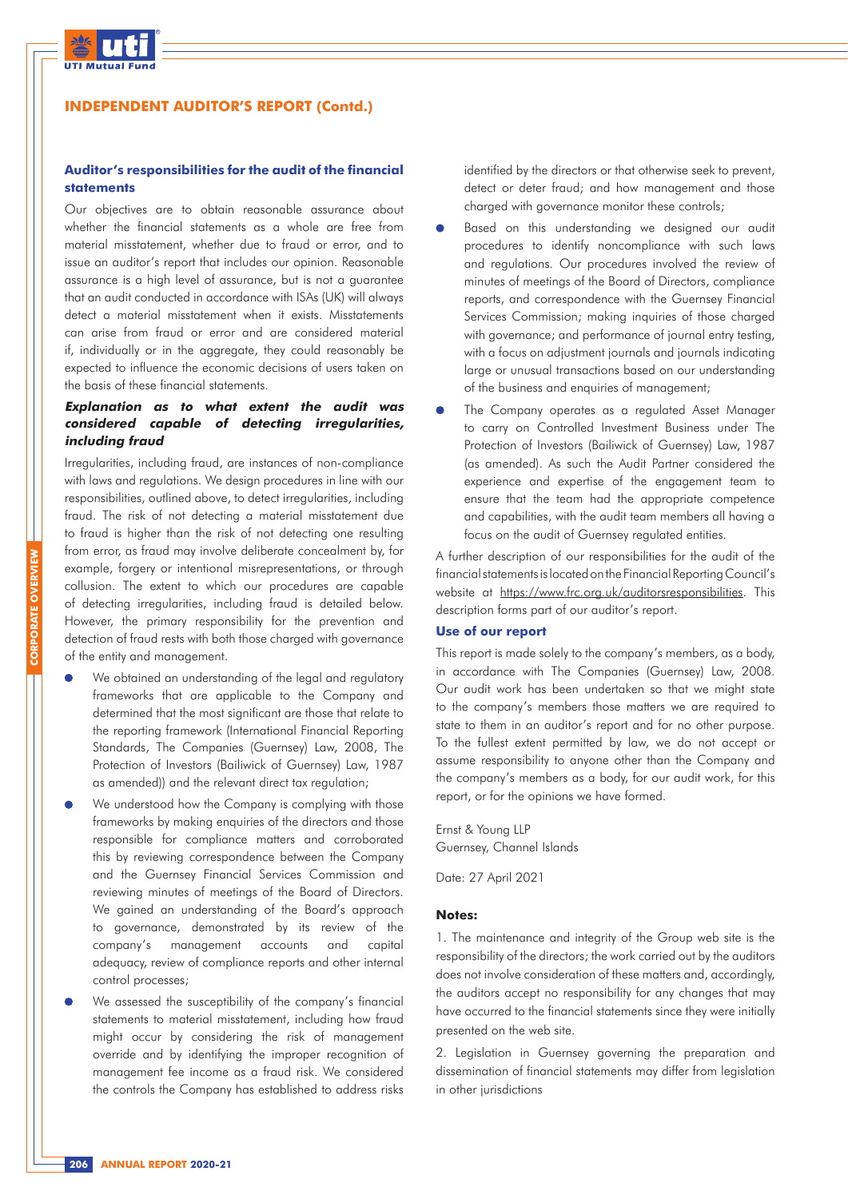## INDEPENDENT AUDITOR'S REPORT (Contd.)

### Auditor's responsibilities for the audit of the financial statements

Our objectives are to obtain reasonable assurance about whether the financial statements as a whole are free from material misstatement, whether due to fraud or error, and to issue an auditor's report that includes our opinion. Reasonable assurance is a high level of assurance, but is not a guarantee that an audit conducted in accordance with ISAs (UK) will always detect a material misstatement when it exists. Misstatements can arise from fraud or error and are considered material if, individually or in the aggregate, they could reasonably be expected to influence the economic decisions of users taken on the basis of these financial statements.

### *Explanation as to what extent the audit was considered capable of detecting irregularities, including fraud*

Irregularities, including fraud, are instances of non-compliance with laws and regulations. We design procedures in line with our responsibilities, outlined above, to detect irregularities, including fraud. The risk of not detecting a material misstatement due to fraud is higher than the risk of not detecting one resulting from error, as fraud may involve deliberate concealment by, for example, forgery or intentional misrepresentations, or through collusion. The extent to which our procedures are capable of detecting irregularities, including fraud is detailed below. However, the primary responsibility for the prevention and detection of fraud rests with both those charged with governance of the entity and management.

- We obtained an understanding of the legal and regulatory frameworks that are applicable to the Company and determined that the most significant are those that relate to the reporting framework (International Financial Reporting Standards, The Companies (Guernsey) Law, 2008, The Protection of Investors (Bailiwick of Guernsey) Law, 1987 as amended)) and the relevant direct tax regulation;
- We understood how the Company is complying with those frameworks by making enquiries of the directors and those responsible for compliance matters and corroborated this by reviewing correspondence between the Company and the Guernsey Financial Services Commission and reviewing minutes of meetings of the Board of Directors. We gained an understanding of the Board's approach to governance, demonstrated by its review of the company's management accounts and capital adequacy, review of compliance reports and other internal control processes;
- We assessed the susceptibility of the company's financial statements to material misstatement, including how fraud might occur by considering the risk of management override and by identifying the improper recognition of management fee income as a fraud risk. We considered the controls the Company has established to address risks identified by the directors or that otherwise seek to prevent, detect or deter fraud; and how management and those charged with governance monitor these controls;
- Based on this understanding we designed our audit procedures to identify noncompliance with such laws and regulations. Our procedures involved the review of minutes of meetings of the Board of Directors, compliance reports, and correspondence with the Guernsey Financial Services Commission; making inquiries of those charged with governance; and performance of journal entry testing, with a focus on adjustment journals and journals indicating large or unusual transactions based on our understanding of the business and enquiries of management;
- The Company operates as a regulated Asset Manager to carry on Controlled Investment Business under The Protection of Investors (Bailiwick of Guernsey) Law, 1987 (as amended). As such the Audit Partner considered the experience and expertise of the engagement team to ensure that the team had the appropriate competence and capabilities, with the audit team members all having a focus on the audit of Guernsey regulated entities.

A further description of our responsibilities for the audit of the financial statements is located on the Financial Reporting Council's website at https://www.frc.org.uk/auditorsresponsibilities. This description forms part of our auditor's report.

### Use of our report

This report is made solely to the company's members, as a body, in accordance with The Companies (Guernsey) Law, 2008. Our audit work has been undertaken so that we might state to the company's members those matters we are required to state to them in an auditor's report and for no other purpose. To the fullest extent permitted by law, we do not accept or assume responsibility to anyone other than the Company and the company's members as a body, for our audit work, for this report, or for the opinions we have formed.

Ernst & Young LLP
Guernsey, Channel Islands

Date: 27 April 2021

**Notes:**

1. The maintenance and integrity of the Group web site is the responsibility of the directors; the work carried out by the auditors does not involve consideration of these matters and, accordingly, the auditors accept no responsibility for any changes that may have occurred to the financial statements since they were initially presented on the web site.

2. Legislation in Guernsey governing the preparation and dissemination of financial statements may differ from legislation in other jurisdictions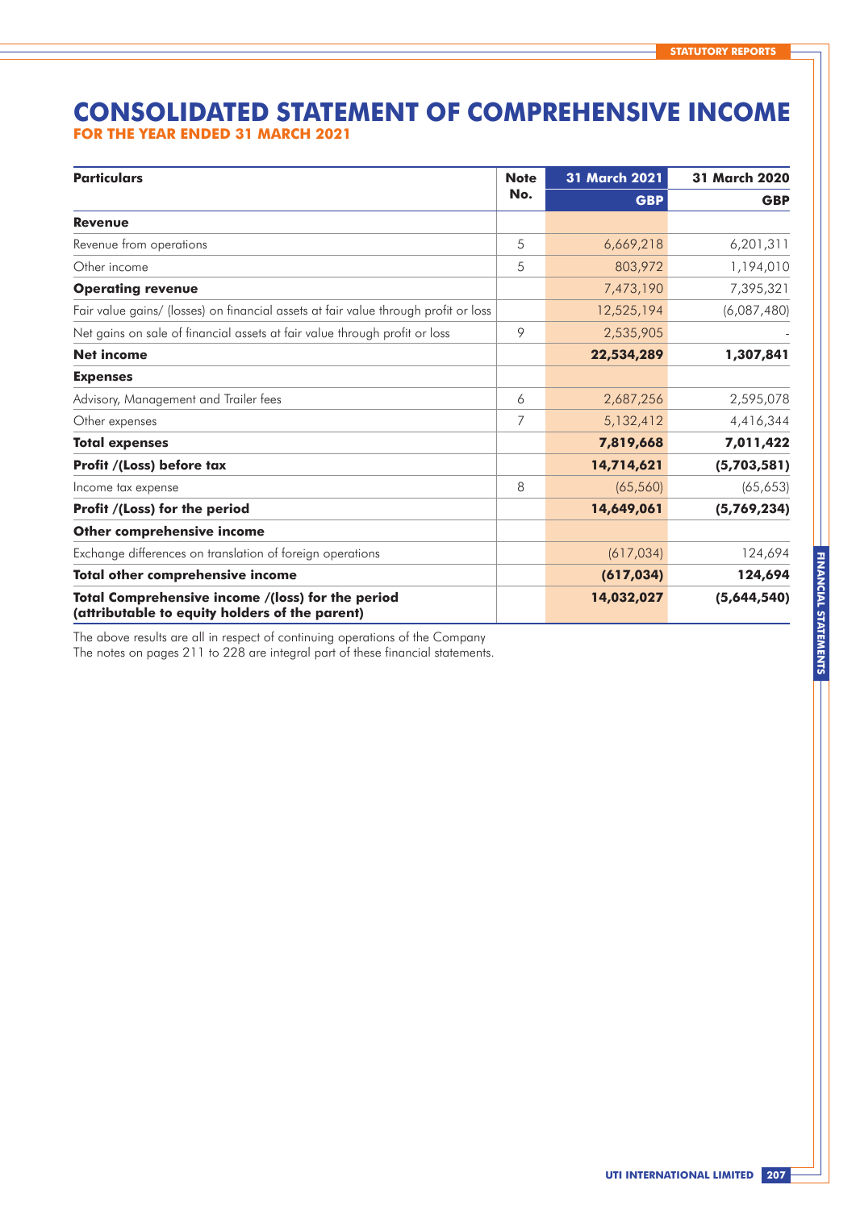# CONSOLIDATED STATEMENT OF COMPREHENSIVE INCOME

## FOR THE YEAR ENDED 31 MARCH 2021

| Particulars | Note No. | 31 March 2021 | 31 March 2020 |
|---|---|---|---|
| | | GBP | GBP |
| **Revenue** | | | |
| Revenue from operations | 5 | 6,669,218 | 6,201,311 |
| Other income | 5 | 803,972 | 1,194,010 |
| **Operating revenue** | | 7,473,190 | 7,395,321 |
| Fair value gains/ (losses) on financial assets at fair value through profit or loss | | 12,525,194 | (6,087,480) |
| Net gains on sale of financial assets at fair value through profit or loss | 9 | 2,535,905 | - |
| **Net income** | | **22,534,289** | **1,307,841** |
| **Expenses** | | | |
| Advisory, Management and Trailer fees | 6 | 2,687,256 | 2,595,078 |
| Other expenses | 7 | 5,132,412 | 4,416,344 |
| **Total expenses** | | **7,819,668** | **7,011,422** |
| **Profit /(Loss) before tax** | | **14,714,621** | **(5,703,581)** |
| Income tax expense | 8 | (65,560) | (65,653) |
| **Profit /(Loss) for the period** | | **14,649,061** | **(5,769,234)** |
| **Other comprehensive income** | | | |
| Exchange differences on translation of foreign operations | | (617,034) | 124,694 |
| **Total other comprehensive income** | | **(617,034)** | **124,694** |
| **Total Comprehensive income /(loss) for the period (attributable to equity holders of the parent)** | | **14,032,027** | **(5,644,540)** |

The above results are all in respect of continuing operations of the Company
The notes on pages 211 to 228 are integral part of these financial statements.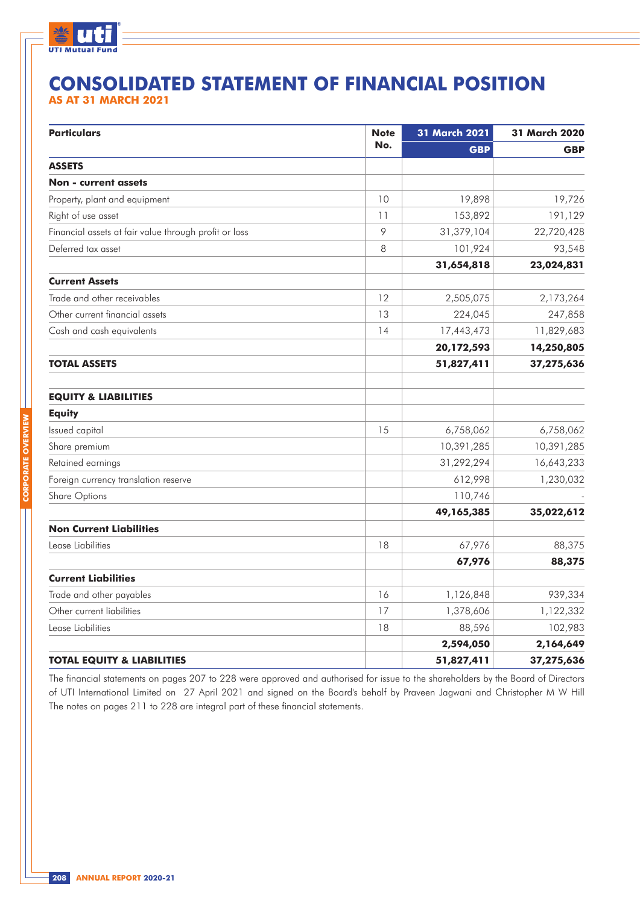# CONSOLIDATED STATEMENT OF FINANCIAL POSITION

## AS AT 31 MARCH 2021

| Particulars | Note No. | 31 March 2021 GBP | 31 March 2020 GBP |
|---|---|---|---|
| **ASSETS** | | | |
| **Non - current assets** | | | |
| Property, plant and equipment | 10 | 19,898 | 19,726 |
| Right of use asset | 11 | 153,892 | 191,129 |
| Financial assets at fair value through profit or loss | 9 | 31,379,104 | 22,720,428 |
| Deferred tax asset | 8 | 101,924 | 93,548 |
| | | **31,654,818** | **23,024,831** |
| **Current Assets** | | | |
| Trade and other receivables | 12 | 2,505,075 | 2,173,264 |
| Other current financial assets | 13 | 224,045 | 247,858 |
| Cash and cash equivalents | 14 | 17,443,473 | 11,829,683 |
| | | **20,172,593** | **14,250,805** |
| **TOTAL ASSETS** | | **51,827,411** | **37,275,636** |
| | | | |
| **EQUITY & LIABILITIES** | | | |
| **Equity** | | | |
| Issued capital | 15 | 6,758,062 | 6,758,062 |
| Share premium | | 10,391,285 | 10,391,285 |
| Retained earnings | | 31,292,294 | 16,643,233 |
| Foreign currency translation reserve | | 612,998 | 1,230,032 |
| Share Options | | 110,746 | - |
| | | **49,165,385** | **35,022,612** |
| **Non Current Liabilities** | | | |
| Lease Liabilities | 18 | 67,976 | 88,375 |
| | | **67,976** | **88,375** |
| **Current Liabilities** | | | |
| Trade and other payables | 16 | 1,126,848 | 939,334 |
| Other current liabilities | 17 | 1,378,606 | 1,122,332 |
| Lease Liabilities | 18 | 88,596 | 102,983 |
| | | **2,594,050** | **2,164,649** |
| **TOTAL EQUITY & LIABILITIES** | | **51,827,411** | **37,275,636** |

The financial statements on pages 207 to 228 were approved and authorised for issue to the shareholders by the Board of Directors of UTI International Limited on 27 April 2021 and signed on the Board's behalf by Praveen Jagwani and Christopher M W Hill

The notes on pages 211 to 228 are integral part of these financial statements.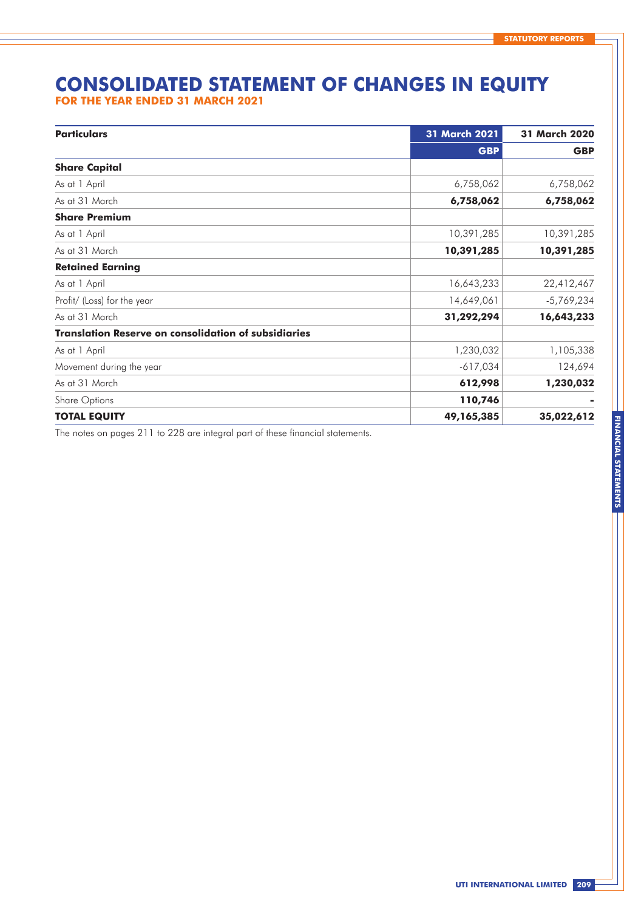# CONSOLIDATED STATEMENT OF CHANGES IN EQUITY

## FOR THE YEAR ENDED 31 MARCH 2021

| Particulars | 31 March 2021 | 31 March 2020 |
|---|---|---|
| | **GBP** | **GBP** |
| **Share Capital** | | |
| As at 1 April | 6,758,062 | 6,758,062 |
| As at 31 March | **6,758,062** | **6,758,062** |
| **Share Premium** | | |
| As at 1 April | 10,391,285 | 10,391,285 |
| As at 31 March | **10,391,285** | **10,391,285** |
| **Retained Earning** | | |
| As at 1 April | 16,643,233 | 22,412,467 |
| Profit/ (Loss) for the year | 14,649,061 | -5,769,234 |
| As at 31 March | **31,292,294** | **16,643,233** |
| **Translation Reserve on consolidation of subsidiaries** | | |
| As at 1 April | 1,230,032 | 1,105,338 |
| Movement during the year | -617,034 | 124,694 |
| As at 31 March | **612,998** | **1,230,032** |
| Share Options | **110,746** | **-** |
| **TOTAL EQUITY** | **49,165,385** | **35,022,612** |

The notes on pages 211 to 228 are integral part of these financial statements.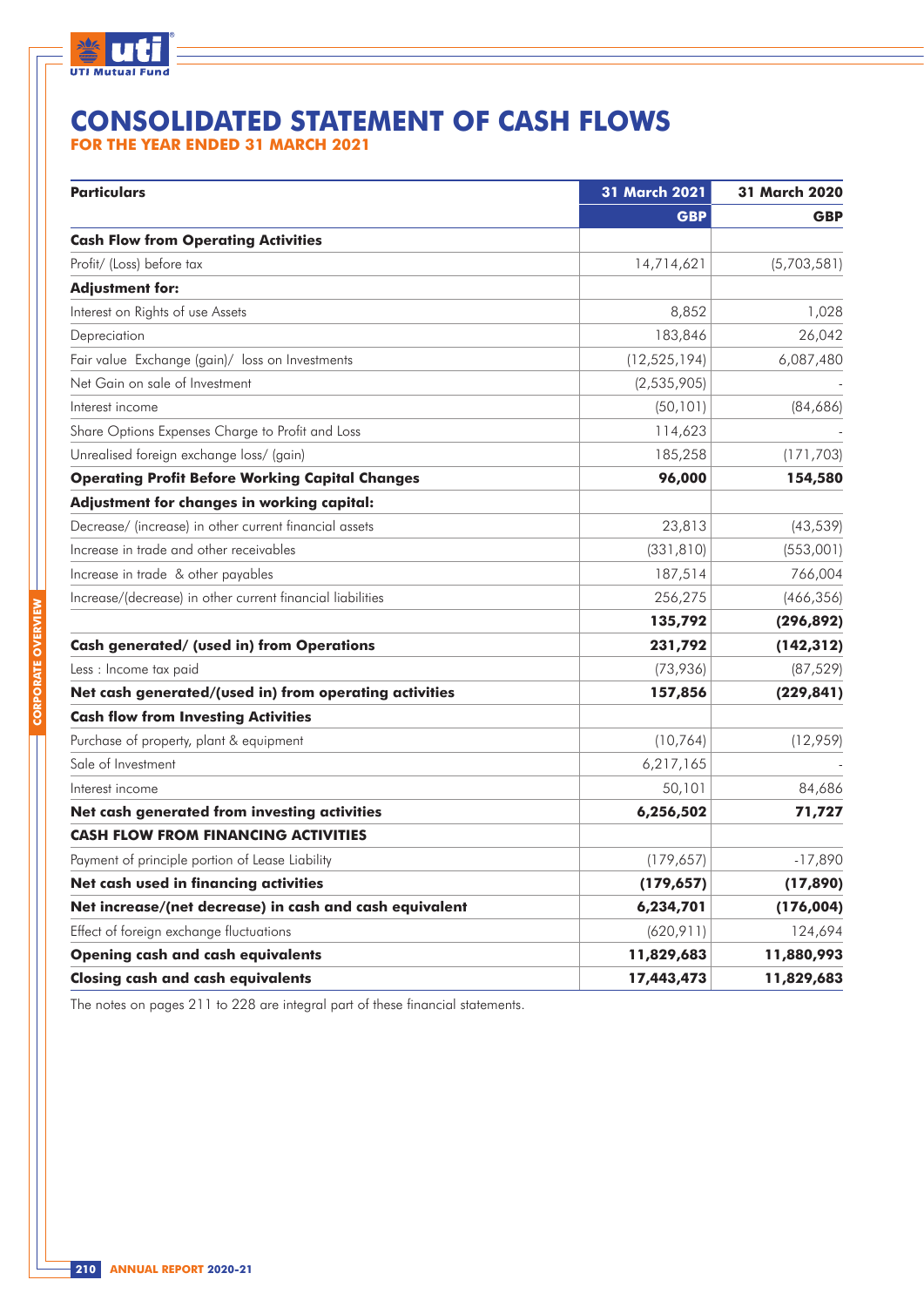# CONSOLIDATED STATEMENT OF CASH FLOWS

**FOR THE YEAR ENDED 31 MARCH 2021**

| Particulars | 31 March 2021 | 31 March 2020 |
|---|---|---|
| | GBP | GBP |
| **Cash Flow from Operating Activities** | | |
| Profit/ (Loss) before tax | 14,714,621 | (5,703,581) |
| **Adjustment for:** | | |
| Interest on Rights of use Assets | 8,852 | 1,028 |
| Depreciation | 183,846 | 26,042 |
| Fair value Exchange (gain)/ loss on Investments | (12,525,194) | 6,087,480 |
| Net Gain on sale of Investment | (2,535,905) | - |
| Interest income | (50,101) | (84,686) |
| Share Options Expenses Charge to Profit and Loss | 114,623 | - |
| Unrealised foreign exchange loss/ (gain) | 185,258 | (171,703) |
| **Operating Profit Before Working Capital Changes** | **96,000** | **154,580** |
| **Adjustment for changes in working capital:** | | |
| Decrease/ (increase) in other current financial assets | 23,813 | (43,539) |
| Increase in trade and other receivables | (331,810) | (553,001) |
| Increase in trade & other payables | 187,514 | 766,004 |
| Increase/(decrease) in other current financial liabilities | 256,275 | (466,356) |
| | **135,792** | **(296,892)** |
| **Cash generated/ (used in) from Operations** | **231,792** | **(142,312)** |
| Less : Income tax paid | (73,936) | (87,529) |
| **Net cash generated/(used in) from operating activities** | **157,856** | **(229,841)** |
| **Cash flow from Investing Activities** | | |
| Purchase of property, plant & equipment | (10,764) | (12,959) |
| Sale of Investment | 6,217,165 | - |
| Interest income | 50,101 | 84,686 |
| **Net cash generated from investing activities** | **6,256,502** | **71,727** |
| **CASH FLOW FROM FINANCING ACTIVITIES** | | |
| Payment of principle portion of Lease Liability | (179,657) | -17,890 |
| **Net cash used in financing activities** | **(179,657)** | **(17,890)** |
| **Net increase/(net decrease) in cash and cash equivalent** | **6,234,701** | **(176,004)** |
| Effect of foreign exchange fluctuations | (620,911) | 124,694 |
| **Opening cash and cash equivalents** | **11,829,683** | **11,880,993** |
| **Closing cash and cash equivalents** | **17,443,473** | **11,829,683** |

The notes on pages 211 to 228 are integral part of these financial statements.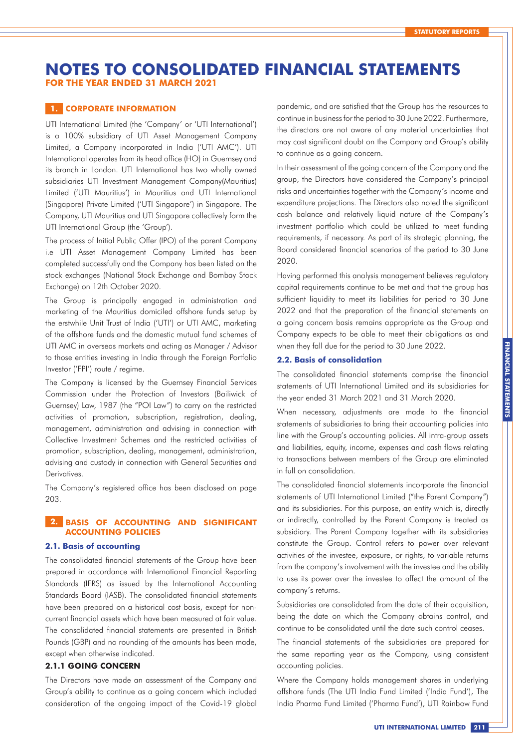# NOTES TO CONSOLIDATED FINANCIAL STATEMENTS

**FOR THE YEAR ENDED 31 MARCH 2021**

## 1. CORPORATE INFORMATION

UTI International Limited (the 'Company' or 'UTI International') is a 100% subsidiary of UTI Asset Management Company Limited, a Company incorporated in India ('UTI AMC'). UTI International operates from its head office (HO) in Guernsey and its branch in London. UTI International has two wholly owned subsidiaries UTI Investment Management Company(Mauritius) Limited ('UTI Mauritius') in Mauritius and UTI International (Singapore) Private Limited ('UTI Singapore') in Singapore. The Company, UTI Mauritius and UTI Singapore collectively form the UTI International Group (the 'Group').

The process of Initial Public Offer (IPO) of the parent Company i.e UTI Asset Management Company Limited has been completed successfully and the Company has been listed on the stock exchanges (National Stock Exchange and Bombay Stock Exchange) on 12th October 2020.

The Group is principally engaged in administration and marketing of the Mauritius domiciled offshore funds setup by the erstwhile Unit Trust of India ('UTI') or UTI AMC, marketing of the offshore funds and the domestic mutual fund schemes of UTI AMC in overseas markets and acting as Manager / Advisor to those entities investing in India through the Foreign Portfolio Investor ('FPI') route / regime.

The Company is licensed by the Guernsey Financial Services Commission under the Protection of Investors (Bailiwick of Guernsey) Law, 1987 (the "POI Law") to carry on the restricted activities of promotion, subscription, registration, dealing, management, administration and advising in connection with Collective Investment Schemes and the restricted activities of promotion, subscription, dealing, management, administration, advising and custody in connection with General Securities and Derivatives.

The Company's registered office has been disclosed on page 203.

## 2. BASIS OF ACCOUNTING AND SIGNIFICANT ACCOUNTING POLICIES

### 2.1. Basis of accounting

The consolidated financial statements of the Group have been prepared in accordance with International Financial Reporting Standards (IFRS) as issued by the International Accounting Standards Board (IASB). The consolidated financial statements have been prepared on a historical cost basis, except for non-current financial assets which have been measured at fair value. The consolidated financial statements are presented in British Pounds (GBP) and no rounding of the amounts has been made, except when otherwise indicated.

#### 2.1.1 GOING CONCERN

The Directors have made an assessment of the Company and Group's ability to continue as a going concern which included consideration of the ongoing impact of the Covid-19 global pandemic, and are satisfied that the Group has the resources to continue in business for the period to 30 June 2022. Furthermore, the directors are not aware of any material uncertainties that may cast significant doubt on the Company and Group's ability to continue as a going concern.

In their assessment of the going concern of the Company and the group, the Directors have considered the Company's principal risks and uncertainties together with the Company's income and expenditure projections. The Directors also noted the significant cash balance and relatively liquid nature of the Company's investment portfolio which could be utilized to meet funding requirements, if necessary. As part of its strategic planning, the Board considered financial scenarios of the period to 30 June 2020.

Having performed this analysis management believes regulatory capital requirements continue to be met and that the group has sufficient liquidity to meet its liabilities for period to 30 June 2022 and that the preparation of the financial statements on a going concern basis remains appropriate as the Group and Company expects to be able to meet their obligations as and when they fall due for the period to 30 June 2022.

### 2.2. Basis of consolidation

The consolidated financial statements comprise the financial statements of UTI International Limited and its subsidiaries for the year ended 31 March 2021 and 31 March 2020.

When necessary, adjustments are made to the financial statements of subsidiaries to bring their accounting policies into line with the Group's accounting policies. All intra-group assets and liabilities, equity, income, expenses and cash flows relating to transactions between members of the Group are eliminated in full on consolidation.

The consolidated financial statements incorporate the financial statements of UTI International Limited ("the Parent Company") and its subsidiaries. For this purpose, an entity which is, directly or indirectly, controlled by the Parent Company is treated as subsidiary. The Parent Company together with its subsidiaries constitute the Group. Control refers to power over relevant activities of the investee, exposure, or rights, to variable returns from the company's involvement with the investee and the ability to use its power over the investee to affect the amount of the company's returns.

Subsidiaries are consolidated from the date of their acquisition, being the date on which the Company obtains control, and continue to be consolidated until the date such control ceases.

The financial statements of the subsidiaries are prepared for the same reporting year as the Company, using consistent accounting policies.

Where the Company holds management shares in underlying offshore funds (The UTI India Fund Limited ('India Fund'), The India Pharma Fund Limited ('Pharma Fund'), UTI Rainbow Fund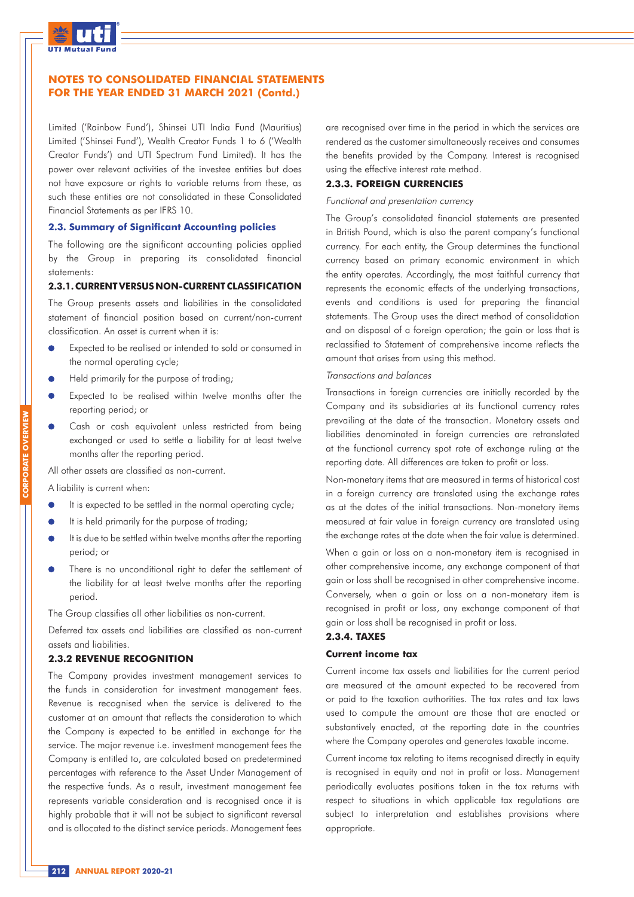Limited ('Rainbow Fund'), Shinsei UTI India Fund (Mauritius) Limited ('Shinsei Fund'), Wealth Creator Funds 1 to 6 ('Wealth Creator Funds') and UTI Spectrum Fund Limited). It has the power over relevant activities of the investee entities but does not have exposure or rights to variable returns from these, as such these entities are not consolidated in these Consolidated Financial Statements as per IFRS 10.

### 2.3. Summary of Significant Accounting policies

The following are the significant accounting policies applied by the Group in preparing its consolidated financial statements:

#### 2.3.1. CURRENT VERSUS NON-CURRENT CLASSIFICATION

The Group presents assets and liabilities in the consolidated statement of financial position based on current/non-current classification. An asset is current when it is:

- Expected to be realised or intended to sold or consumed in the normal operating cycle;
- Held primarily for the purpose of trading;
- Expected to be realised within twelve months after the reporting period; or
- Cash or cash equivalent unless restricted from being exchanged or used to settle a liability for at least twelve months after the reporting period.

All other assets are classified as non-current.

A liability is current when:

- It is expected to be settled in the normal operating cycle;
- It is held primarily for the purpose of trading;
- It is due to be settled within twelve months after the reporting period; or
- There is no unconditional right to defer the settlement of the liability for at least twelve months after the reporting period.

The Group classifies all other liabilities as non-current.

Deferred tax assets and liabilities are classified as non-current assets and liabilities.

#### 2.3.2 REVENUE RECOGNITION

The Company provides investment management services to the funds in consideration for investment management fees. Revenue is recognised when the service is delivered to the customer at an amount that reflects the consideration to which the Company is expected to be entitled in exchange for the service. The major revenue i.e. investment management fees the Company is entitled to, are calculated based on predetermined percentages with reference to the Asset Under Management of the respective funds. As a result, investment management fee represents variable consideration and is recognised once it is highly probable that it will not be subject to significant reversal and is allocated to the distinct service periods. Management fees are recognised over time in the period in which the services are rendered as the customer simultaneously receives and consumes the benefits provided by the Company. Interest is recognised using the effective interest rate method.

#### 2.3.3. FOREIGN CURRENCIES

*Functional and presentation currency*

The Group's consolidated financial statements are presented in British Pound, which is also the parent company's functional currency. For each entity, the Group determines the functional currency based on primary economic environment in which the entity operates. Accordingly, the most faithful currency that represents the economic effects of the underlying transactions, events and conditions is used for preparing the financial statements. The Group uses the direct method of consolidation and on disposal of a foreign operation; the gain or loss that is reclassified to Statement of comprehensive income reflects the amount that arises from using this method.

*Transactions and balances*

Transactions in foreign currencies are initially recorded by the Company and its subsidiaries at its functional currency rates prevailing at the date of the transaction. Monetary assets and liabilities denominated in foreign currencies are retranslated at the functional currency spot rate of exchange ruling at the reporting date. All differences are taken to profit or loss.

Non-monetary items that are measured in terms of historical cost in a foreign currency are translated using the exchange rates as at the dates of the initial transactions. Non-monetary items measured at fair value in foreign currency are translated using the exchange rates at the date when the fair value is determined.

When a gain or loss on a non-monetary item is recognised in other comprehensive income, any exchange component of that gain or loss shall be recognised in other comprehensive income. Conversely, when a gain or loss on a non-monetary item is recognised in profit or loss, any exchange component of that gain or loss shall be recognised in profit or loss.

#### 2.3.4. TAXES

**Current income tax**

Current income tax assets and liabilities for the current period are measured at the amount expected to be recovered from or paid to the taxation authorities. The tax rates and tax laws used to compute the amount are those that are enacted or substantively enacted, at the reporting date in the countries where the Company operates and generates taxable income.

Current income tax relating to items recognised directly in equity is recognised in equity and not in profit or loss. Management periodically evaluates positions taken in the tax returns with respect to situations in which applicable tax regulations are subject to interpretation and establishes provisions where appropriate.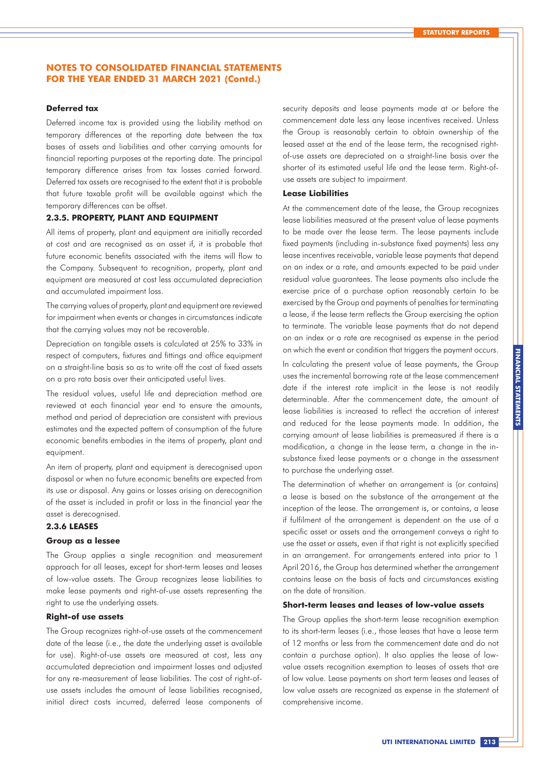# NOTES TO CONSOLIDATED FINANCIAL STATEMENTS FOR THE YEAR ENDED 31 MARCH 2021 (Contd.)

**Deferred tax**

Deferred income tax is provided using the liability method on temporary differences at the reporting date between the tax bases of assets and liabilities and other carrying amounts for financial reporting purposes at the reporting date. The principal temporary difference arises from tax losses carried forward. Deferred tax assets are recognised to the extent that it is probable that future taxable profit will be available against which the temporary differences can be offset.

### 2.3.5. PROPERTY, PLANT AND EQUIPMENT

All items of property, plant and equipment are initially recorded at cost and are recognised as an asset if, it is probable that future economic benefits associated with the items will flow to the Company. Subsequent to recognition, property, plant and equipment are measured at cost less accumulated depreciation and accumulated impairment loss.

The carrying values of property, plant and equipment are reviewed for impairment when events or changes in circumstances indicate that the carrying values may not be recoverable.

Depreciation on tangible assets is calculated at 25% to 33% in respect of computers, fixtures and fittings and office equipment on a straight-line basis so as to write off the cost of fixed assets on a pro rata basis over their anticipated useful lives.

The residual values, useful life and depreciation method are reviewed at each financial year end to ensure the amounts, method and period of depreciation are consistent with previous estimates and the expected pattern of consumption of the future economic benefits embodies in the items of property, plant and equipment.

An item of property, plant and equipment is derecognised upon disposal or when no future economic benefits are expected from its use or disposal. Any gains or losses arising on derecognition of the asset is included in profit or loss in the financial year the asset is derecognised.

### 2.3.6 LEASES

**Group as a lessee**

The Group applies a single recognition and measurement approach for all leases, except for short-term leases and leases of low-value assets. The Group recognizes lease liabilities to make lease payments and right-of-use assets representing the right to use the underlying assets.

**Right-of use assets**

The Group recognizes right-of-use assets at the commencement date of the lease (i.e., the date the underlying asset is available for use). Right-of-use assets are measured at cost, less any accumulated depreciation and impairment losses and adjusted for any re-measurement of lease liabilities. The cost of right-of-use assets includes the amount of lease liabilities recognised, initial direct costs incurred, deferred lease components of security deposits and lease payments made at or before the commencement date less any lease incentives received. Unless the Group is reasonably certain to obtain ownership of the leased asset at the end of the lease term, the recognised right-of-use assets are depreciated on a straight-line basis over the shorter of its estimated useful life and the lease term. Right-of-use assets are subject to impairment.

**Lease Liabilities**

At the commencement date of the lease, the Group recognizes lease liabilities measured at the present value of lease payments to be made over the lease term. The lease payments include fixed payments (including in-substance fixed payments) less any lease incentives receivable, variable lease payments that depend on an index or a rate, and amounts expected to be paid under residual value guarantees. The lease payments also include the exercise price of a purchase option reasonably certain to be exercised by the Group and payments of penalties for terminating a lease, if the lease term reflects the Group exercising the option to terminate. The variable lease payments that do not depend on an index or a rate are recognised as expense in the period on which the event or condition that triggers the payment occurs.

In calculating the present value of lease payments, the Group uses the incremental borrowing rate at the lease commencement date if the interest rate implicit in the lease is not readily determinable. After the commencement date, the amount of lease liabilities is increased to reflect the accretion of interest and reduced for the lease payments made. In addition, the carrying amount of lease liabilities is premeasured if there is a modification, a change in the lease term, a change in the in-substance fixed lease payments or a change in the assessment to purchase the underlying asset.

The determination of whether an arrangement is (or contains) a lease is based on the substance of the arrangement at the inception of the lease. The arrangement is, or contains, a lease if fulfilment of the arrangement is dependent on the use of a specific asset or assets and the arrangement conveys a right to use the asset or assets, even if that right is not explicitly specified in an arrangement. For arrangements entered into prior to 1 April 2016, the Group has determined whether the arrangement contains lease on the basis of facts and circumstances existing on the date of transition.

**Short-term leases and leases of low-value assets**

The Group applies the short-term lease recognition exemption to its short-term leases (i.e., those leases that have a lease term of 12 months or less from the commencement date and do not contain a purchase option). It also applies the lease of low-value assets recognition exemption to leases of assets that are of low value. Lease payments on short term leases and leases of low value assets are recognized as expense in the statement of comprehensive income.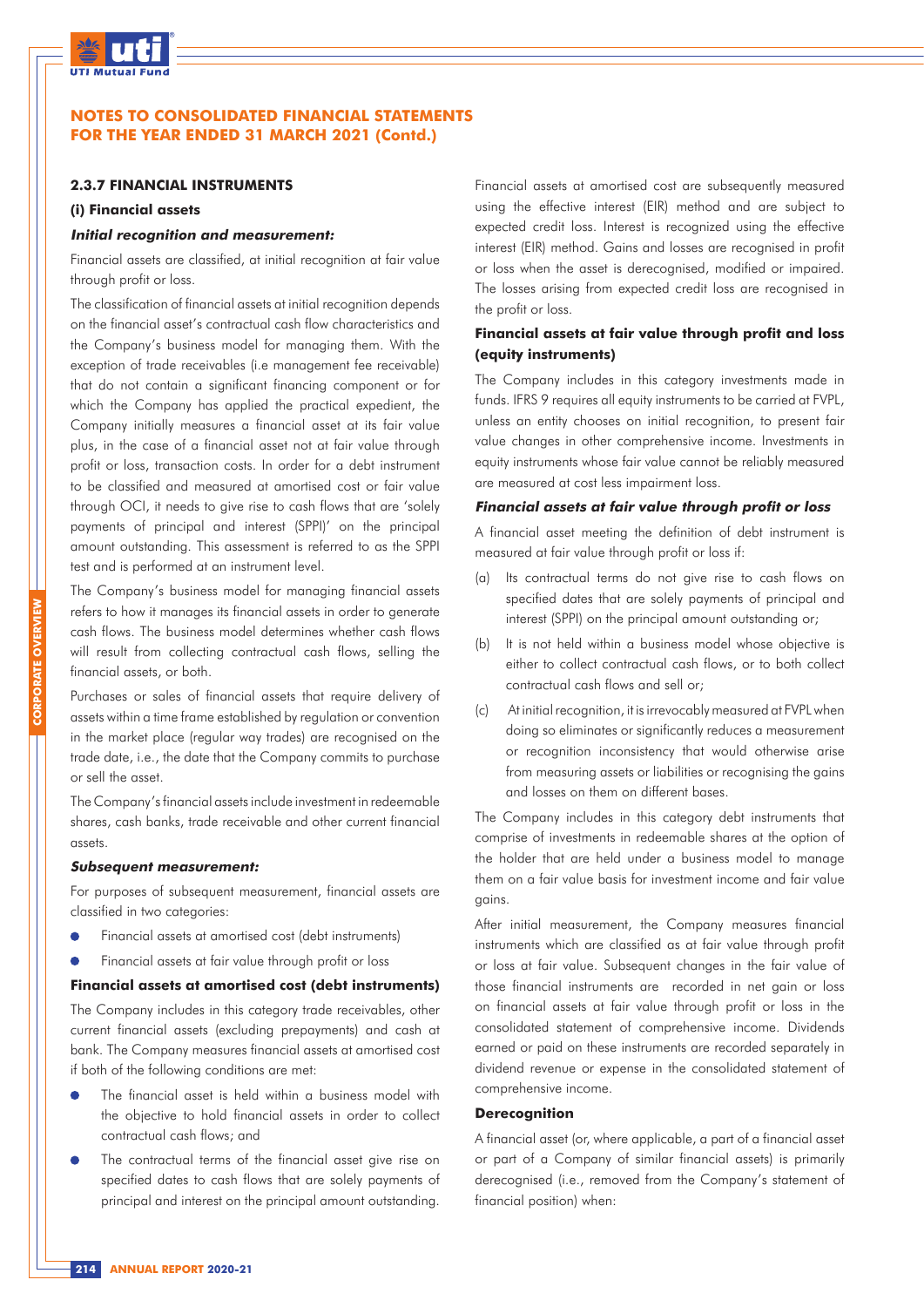### 2.3.7 FINANCIAL INSTRUMENTS

#### (i) Financial assets

***Initial recognition and measurement:***

Financial assets are classified, at initial recognition at fair value through profit or loss.

The classification of financial assets at initial recognition depends on the financial asset's contractual cash flow characteristics and the Company's business model for managing them. With the exception of trade receivables (i.e management fee receivable) that do not contain a significant financing component or for which the Company has applied the practical expedient, the Company initially measures a financial asset at its fair value plus, in the case of a financial asset not at fair value through profit or loss, transaction costs. In order for a debt instrument to be classified and measured at amortised cost or fair value through OCI, it needs to give rise to cash flows that are 'solely payments of principal and interest (SPPI)' on the principal amount outstanding. This assessment is referred to as the SPPI test and is performed at an instrument level.

The Company's business model for managing financial assets refers to how it manages its financial assets in order to generate cash flows. The business model determines whether cash flows will result from collecting contractual cash flows, selling the financial assets, or both.

Purchases or sales of financial assets that require delivery of assets within a time frame established by regulation or convention in the market place (regular way trades) are recognised on the trade date, i.e., the date that the Company commits to purchase or sell the asset.

The Company's financial assets include investment in redeemable shares, cash banks, trade receivable and other current financial assets.

***Subsequent measurement:***

For purposes of subsequent measurement, financial assets are classified in two categories:

- Financial assets at amortised cost (debt instruments)
- Financial assets at fair value through profit or loss

**Financial assets at amortised cost (debt instruments)**

The Company includes in this category trade receivables, other current financial assets (excluding prepayments) and cash at bank. The Company measures financial assets at amortised cost if both of the following conditions are met:

- The financial asset is held within a business model with the objective to hold financial assets in order to collect contractual cash flows; and
- The contractual terms of the financial asset give rise on specified dates to cash flows that are solely payments of principal and interest on the principal amount outstanding.

Financial assets at amortised cost are subsequently measured using the effective interest (EIR) method and are subject to expected credit loss. Interest is recognized using the effective interest (EIR) method. Gains and losses are recognised in profit or loss when the asset is derecognised, modified or impaired. The losses arising from expected credit loss are recognised in the profit or loss.

**Financial assets at fair value through profit and loss (equity instruments)**

The Company includes in this category investments made in funds. IFRS 9 requires all equity instruments to be carried at FVPL, unless an entity chooses on initial recognition, to present fair value changes in other comprehensive income. Investments in equity instruments whose fair value cannot be reliably measured are measured at cost less impairment loss.

***Financial assets at fair value through profit or loss***

A financial asset meeting the definition of debt instrument is measured at fair value through profit or loss if:

(a) Its contractual terms do not give rise to cash flows on specified dates that are solely payments of principal and interest (SPPI) on the principal amount outstanding or;

(b) It is not held within a business model whose objective is either to collect contractual cash flows, or to both collect contractual cash flows and sell or;

(c) At initial recognition, it is irrevocably measured at FVPL when doing so eliminates or significantly reduces a measurement or recognition inconsistency that would otherwise arise from measuring assets or liabilities or recognising the gains and losses on them on different bases.

The Company includes in this category debt instruments that comprise of investments in redeemable shares at the option of the holder that are held under a business model to manage them on a fair value basis for investment income and fair value gains.

After initial measurement, the Company measures financial instruments which are classified as at fair value through profit or loss at fair value. Subsequent changes in the fair value of those financial instruments are recorded in net gain or loss on financial assets at fair value through profit or loss in the consolidated statement of comprehensive income. Dividends earned or paid on these instruments are recorded separately in dividend revenue or expense in the consolidated statement of comprehensive income.

**Derecognition**

A financial asset (or, where applicable, a part of a financial asset or part of a Company of similar financial assets) is primarily derecognised (i.e., removed from the Company's statement of financial position) when: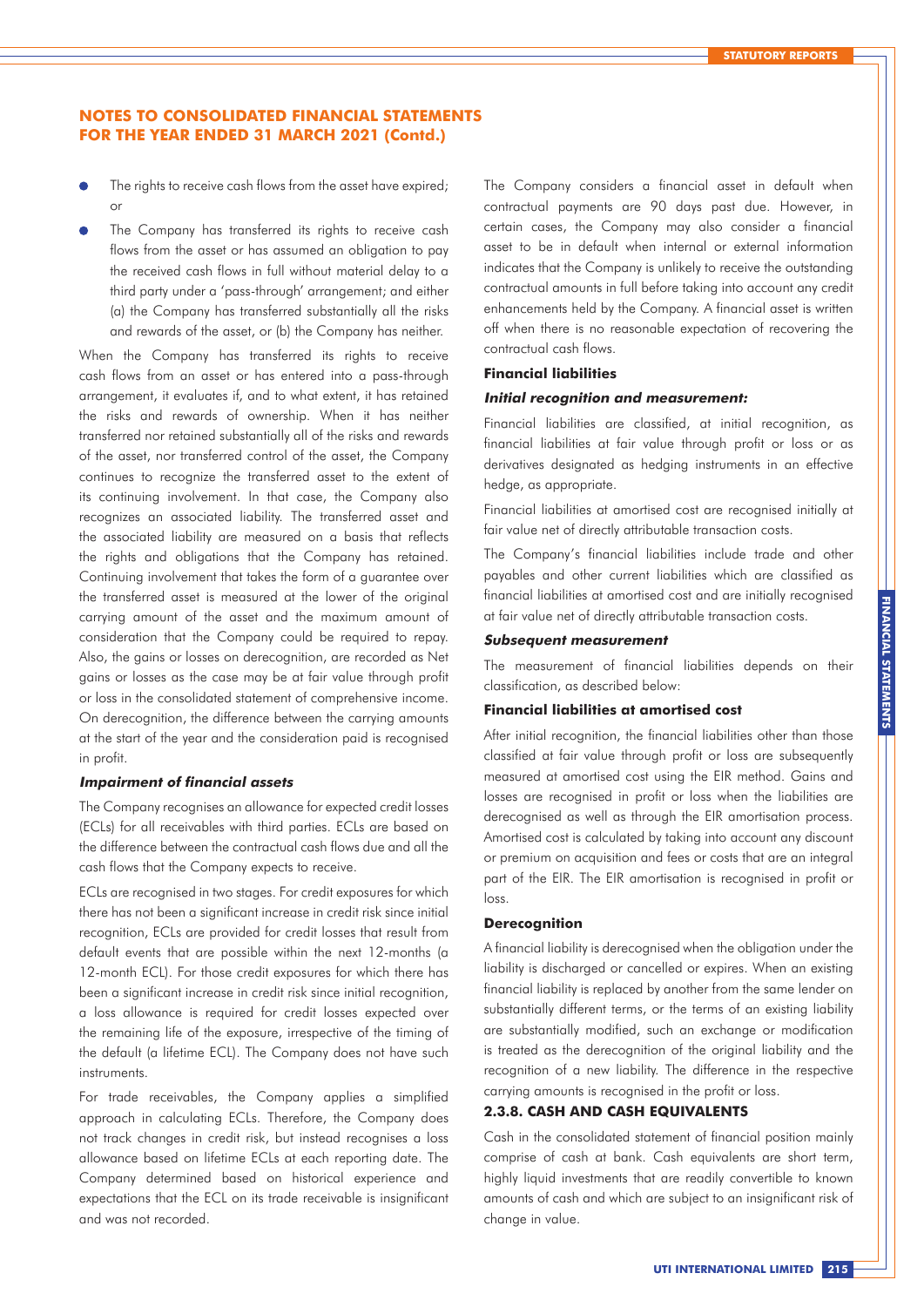- The rights to receive cash flows from the asset have expired; or
- The Company has transferred its rights to receive cash flows from the asset or has assumed an obligation to pay the received cash flows in full without material delay to a third party under a 'pass-through' arrangement; and either (a) the Company has transferred substantially all the risks and rewards of the asset, or (b) the Company has neither.

When the Company has transferred its rights to receive cash flows from an asset or has entered into a pass-through arrangement, it evaluates if, and to what extent, it has retained the risks and rewards of ownership. When it has neither transferred nor retained substantially all of the risks and rewards of the asset, nor transferred control of the asset, the Company continues to recognize the transferred asset to the extent of its continuing involvement. In that case, the Company also recognizes an associated liability. The transferred asset and the associated liability are measured on a basis that reflects the rights and obligations that the Company has retained. Continuing involvement that takes the form of a guarantee over the transferred asset is measured at the lower of the original carrying amount of the asset and the maximum amount of consideration that the Company could be required to repay. Also, the gains or losses on derecognition, are recorded as Net gains or losses as the case may be at fair value through profit or loss in the consolidated statement of comprehensive income. On derecognition, the difference between the carrying amounts at the start of the year and the consideration paid is recognised in profit.

***Impairment of financial assets***

The Company recognises an allowance for expected credit losses (ECLs) for all receivables with third parties. ECLs are based on the difference between the contractual cash flows due and all the cash flows that the Company expects to receive.

ECLs are recognised in two stages. For credit exposures for which there has not been a significant increase in credit risk since initial recognition, ECLs are provided for credit losses that result from default events that are possible within the next 12-months (a 12-month ECL). For those credit exposures for which there has been a significant increase in credit risk since initial recognition, a loss allowance is required for credit losses expected over the remaining life of the exposure, irrespective of the timing of the default (a lifetime ECL). The Company does not have such instruments.

For trade receivables, the Company applies a simplified approach in calculating ECLs. Therefore, the Company does not track changes in credit risk, but instead recognises a loss allowance based on lifetime ECLs at each reporting date. The Company determined based on historical experience and expectations that the ECL on its trade receivable is insignificant and was not recorded.

The Company considers a financial asset in default when contractual payments are 90 days past due. However, in certain cases, the Company may also consider a financial asset to be in default when internal or external information indicates that the Company is unlikely to receive the outstanding contractual amounts in full before taking into account any credit enhancements held by the Company. A financial asset is written off when there is no reasonable expectation of recovering the contractual cash flows.

**Financial liabilities**

***Initial recognition and measurement:***

Financial liabilities are classified, at initial recognition, as financial liabilities at fair value through profit or loss or as derivatives designated as hedging instruments in an effective hedge, as appropriate.

Financial liabilities at amortised cost are recognised initially at fair value net of directly attributable transaction costs.

The Company's financial liabilities include trade and other payables and other current liabilities which are classified as financial liabilities at amortised cost and are initially recognised at fair value net of directly attributable transaction costs.

***Subsequent measurement***

The measurement of financial liabilities depends on their classification, as described below:

**Financial liabilities at amortised cost**

After initial recognition, the financial liabilities other than those classified at fair value through profit or loss are subsequently measured at amortised cost using the EIR method. Gains and losses are recognised in profit or loss when the liabilities are derecognised as well as through the EIR amortisation process. Amortised cost is calculated by taking into account any discount or premium on acquisition and fees or costs that are an integral part of the EIR. The EIR amortisation is recognised in profit or loss.

**Derecognition**

A financial liability is derecognised when the obligation under the liability is discharged or cancelled or expires. When an existing financial liability is replaced by another from the same lender on substantially different terms, or the terms of an existing liability are substantially modified, such an exchange or modification is treated as the derecognition of the original liability and the recognition of a new liability. The difference in the respective carrying amounts is recognised in the profit or loss.

### 2.3.8. CASH AND CASH EQUIVALENTS

Cash in the consolidated statement of financial position mainly comprise of cash at bank. Cash equivalents are short term, highly liquid investments that are readily convertible to known amounts of cash and which are subject to an insignificant risk of change in value.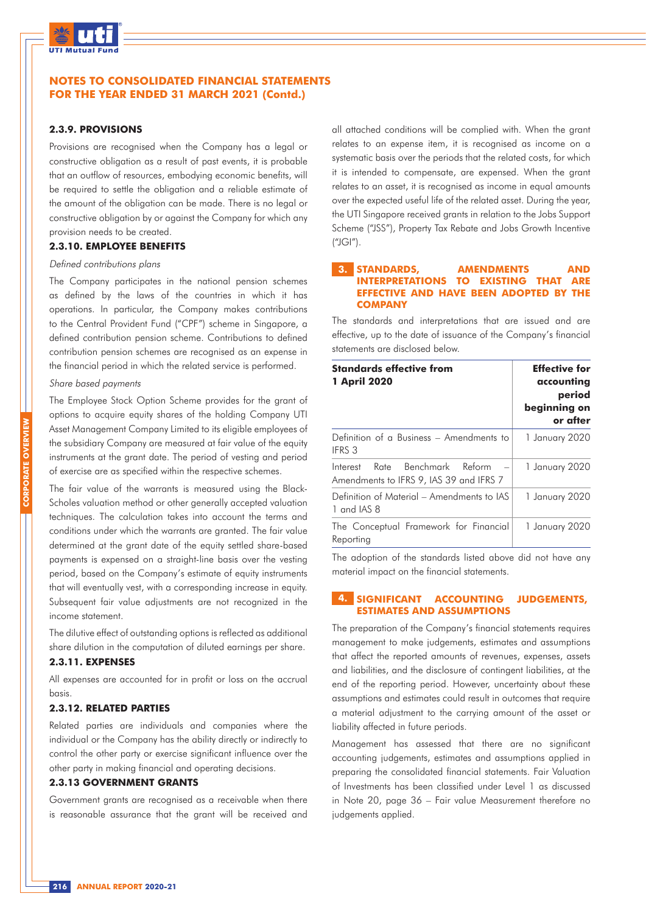# NOTES TO CONSOLIDATED FINANCIAL STATEMENTS FOR THE YEAR ENDED 31 MARCH 2021 (Contd.)

### 2.3.9. PROVISIONS

Provisions are recognised when the Company has a legal or constructive obligation as a result of past events, it is probable that an outflow of resources, embodying economic benefits, will be required to settle the obligation and a reliable estimate of the amount of the obligation can be made. There is no legal or constructive obligation by or against the Company for which any provision needs to be created.

### 2.3.10. EMPLOYEE BENEFITS

*Defined contributions plans*

The Company participates in the national pension schemes as defined by the laws of the countries in which it has operations. In particular, the Company makes contributions to the Central Provident Fund ("CPF") scheme in Singapore, a defined contribution pension scheme. Contributions to defined contribution pension schemes are recognised as an expense in the financial period in which the related service is performed.

*Share based payments*

The Employee Stock Option Scheme provides for the grant of options to acquire equity shares of the holding Company UTI Asset Management Company Limited to its eligible employees of the subsidiary Company are measured at fair value of the equity instruments at the grant date. The period of vesting and period of exercise are as specified within the respective schemes.

The fair value of the warrants is measured using the Black-Scholes valuation method or other generally accepted valuation techniques. The calculation takes into account the terms and conditions under which the warrants are granted. The fair value determined at the grant date of the equity settled share-based payments is expensed on a straight-line basis over the vesting period, based on the Company's estimate of equity instruments that will eventually vest, with a corresponding increase in equity. Subsequent fair value adjustments are not recognized in the income statement.

The dilutive effect of outstanding options is reflected as additional share dilution in the computation of diluted earnings per share.

### 2.3.11. EXPENSES

All expenses are accounted for in profit or loss on the accrual basis.

### 2.3.12. RELATED PARTIES

Related parties are individuals and companies where the individual or the Company has the ability directly or indirectly to control the other party or exercise significant influence over the other party in making financial and operating decisions.

### 2.3.13 GOVERNMENT GRANTS

Government grants are recognised as a receivable when there is reasonable assurance that the grant will be received and all attached conditions will be complied with. When the grant relates to an expense item, it is recognised as income on a systematic basis over the periods that the related costs, for which it is intended to compensate, are expensed. When the grant relates to an asset, it is recognised as income in equal amounts over the expected useful life of the related asset. During the year, the UTI Singapore received grants in relation to the Jobs Support Scheme ("JSS"), Property Tax Rebate and Jobs Growth Incentive ("JGI").

## 3. STANDARDS, AMENDMENTS AND INTERPRETATIONS TO EXISTING THAT ARE EFFECTIVE AND HAVE BEEN ADOPTED BY THE COMPANY

The standards and interpretations that are issued and are effective, up to the date of issuance of the Company's financial statements are disclosed below.

| Standards effective from 1 April 2020 | Effective for accounting period beginning on or after |
|---|---|
| Definition of a Business – Amendments to IFRS 3 | 1 January 2020 |
| Interest Rate Benchmark Reform – Amendments to IFRS 9, IAS 39 and IFRS 7 | 1 January 2020 |
| Definition of Material – Amendments to IAS 1 and IAS 8 | 1 January 2020 |
| The Conceptual Framework for Financial Reporting | 1 January 2020 |

The adoption of the standards listed above did not have any material impact on the financial statements.

## 4. SIGNIFICANT ACCOUNTING JUDGEMENTS, ESTIMATES AND ASSUMPTIONS

The preparation of the Company's financial statements requires management to make judgements, estimates and assumptions that affect the reported amounts of revenues, expenses, assets and liabilities, and the disclosure of contingent liabilities, at the end of the reporting period. However, uncertainty about these assumptions and estimates could result in outcomes that require a material adjustment to the carrying amount of the asset or liability affected in future periods.

Management has assessed that there are no significant accounting judgements, estimates and assumptions applied in preparing the consolidated financial statements. Fair Valuation of Investments has been classified under Level 1 as discussed in Note 20, page 36 – Fair value Measurement therefore no judgements applied.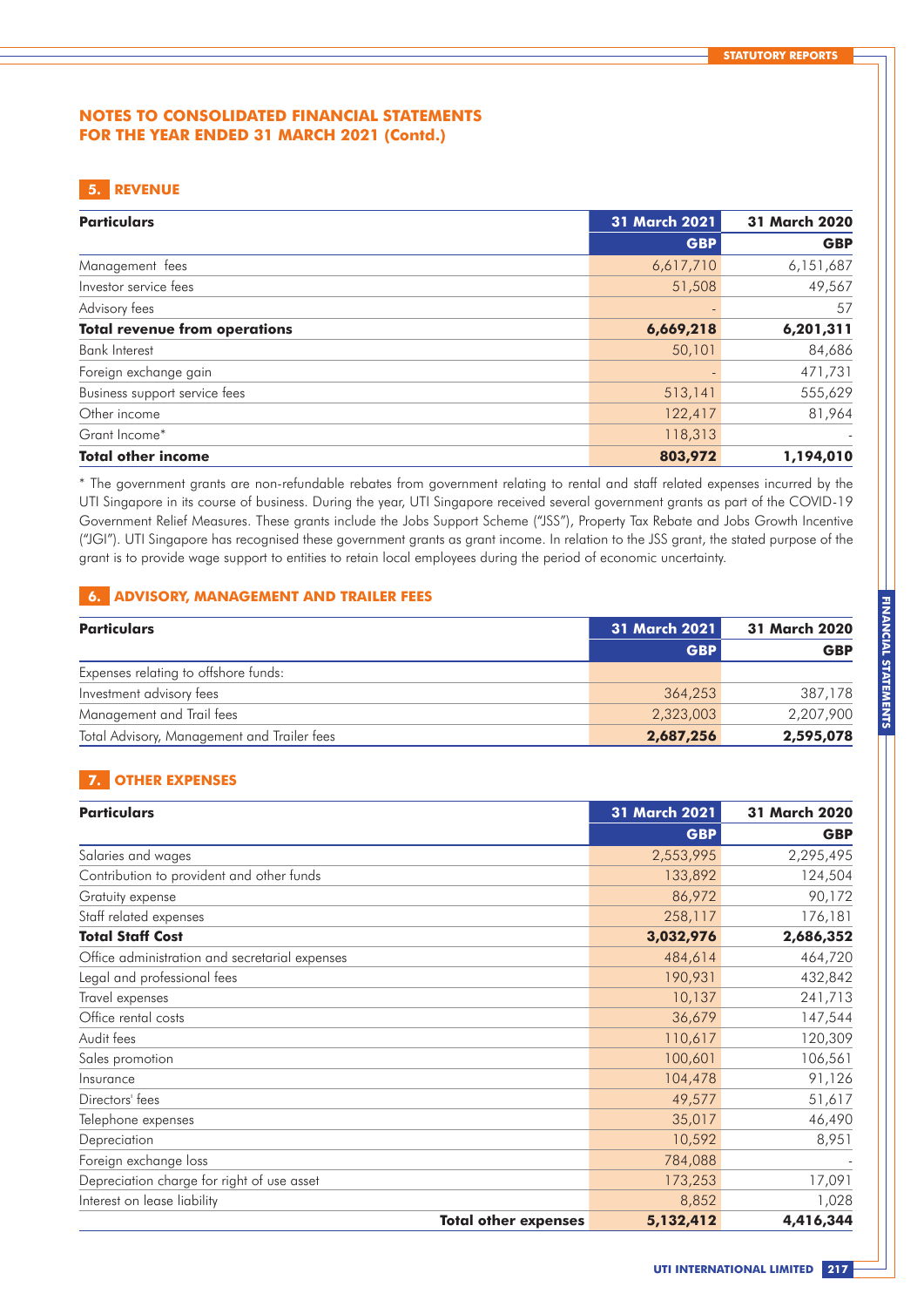## NOTES TO CONSOLIDATED FINANCIAL STATEMENTS FOR THE YEAR ENDED 31 MARCH 2021 (Contd.)

### 5. REVENUE

| Particulars | 31 March 2021 | 31 March 2020 |
|---|---|---|
| | GBP | GBP |
| Management fees | 6,617,710 | 6,151,687 |
| Investor service fees | 51,508 | 49,567 |
| Advisory fees | - | 57 |
| **Total revenue from operations** | **6,669,218** | **6,201,311** |
| Bank Interest | 50,101 | 84,686 |
| Foreign exchange gain | - | 471,731 |
| Business support service fees | 513,141 | 555,629 |
| Other income | 122,417 | 81,964 |
| Grant Income* | 118,313 | - |
| **Total other income** | **803,972** | **1,194,010** |

* The government grants are non-refundable rebates from government relating to rental and staff related expenses incurred by the UTI Singapore in its course of business. During the year, UTI Singapore received several government grants as part of the COVID-19 Government Relief Measures. These grants include the Jobs Support Scheme ("JSS"), Property Tax Rebate and Jobs Growth Incentive ("JGI"). UTI Singapore has recognised these government grants as grant income. In relation to the JSS grant, the stated purpose of the grant is to provide wage support to entities to retain local employees during the period of economic uncertainty.

### 6. ADVISORY, MANAGEMENT AND TRAILER FEES

| Particulars | 31 March 2021 | 31 March 2020 |
|---|---|---|
| | GBP | GBP |
| Expenses relating to offshore funds: | | |
| Investment advisory fees | 364,253 | 387,178 |
| Management and Trail fees | 2,323,003 | 2,207,900 |
| Total Advisory, Management and Trailer fees | **2,687,256** | **2,595,078** |

### 7. OTHER EXPENSES

| Particulars | 31 March 2021 | 31 March 2020 |
|---|---|---|
| | GBP | GBP |
| Salaries and wages | 2,553,995 | 2,295,495 |
| Contribution to provident and other funds | 133,892 | 124,504 |
| Gratuity expense | 86,972 | 90,172 |
| Staff related expenses | 258,117 | 176,181 |
| **Total Staff Cost** | **3,032,976** | **2,686,352** |
| Office administration and secretarial expenses | 484,614 | 464,720 |
| Legal and professional fees | 190,931 | 432,842 |
| Travel expenses | 10,137 | 241,713 |
| Office rental costs | 36,679 | 147,544 |
| Audit fees | 110,617 | 120,309 |
| Sales promotion | 100,601 | 106,561 |
| Insurance | 104,478 | 91,126 |
| Directors' fees | 49,577 | 51,617 |
| Telephone expenses | 35,017 | 46,490 |
| Depreciation | 10,592 | 8,951 |
| Foreign exchange loss | 784,088 | - |
| Depreciation charge for right of use asset | 173,253 | 17,091 |
| Interest on lease liability | 8,852 | 1,028 |
| **Total other expenses** | **5,132,412** | **4,416,344** |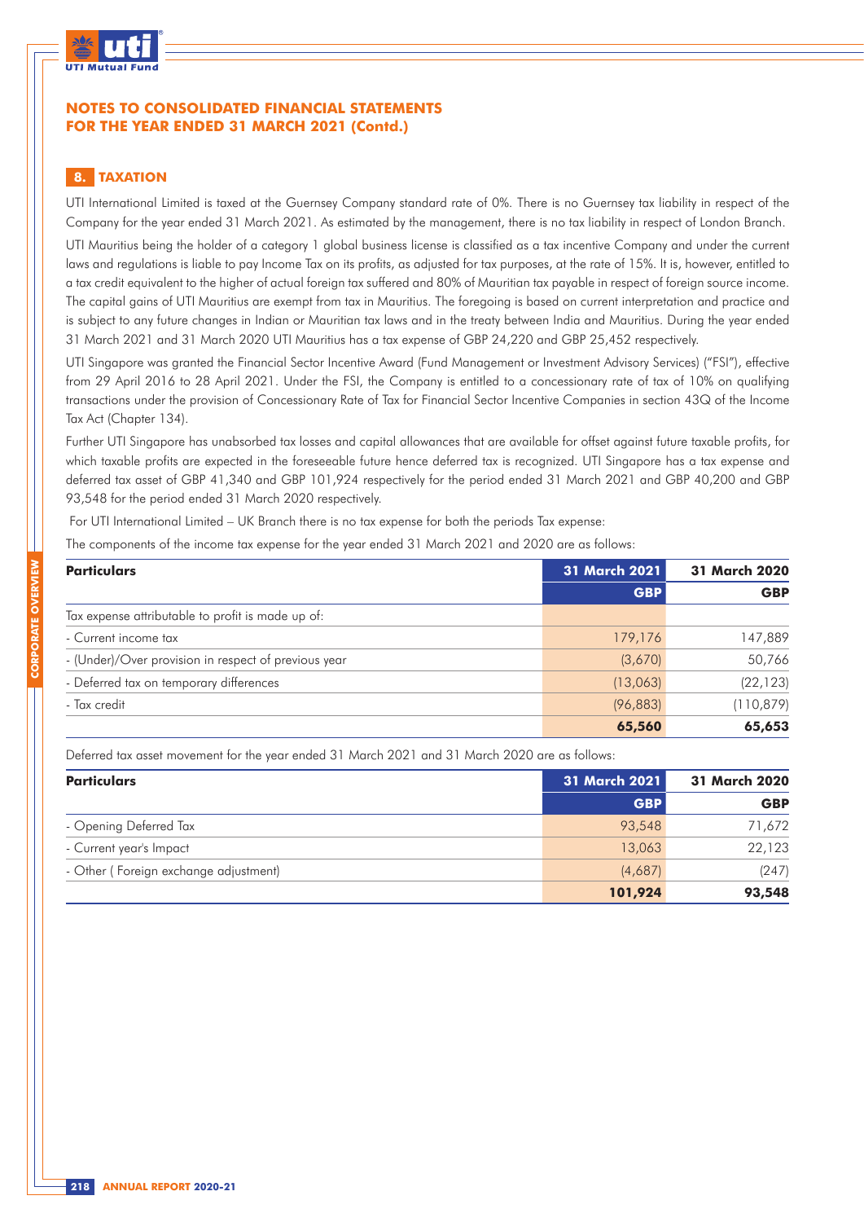## NOTES TO CONSOLIDATED FINANCIAL STATEMENTS FOR THE YEAR ENDED 31 MARCH 2021 (Contd.)

### 8. TAXATION

UTI International Limited is taxed at the Guernsey Company standard rate of 0%. There is no Guernsey tax liability in respect of the Company for the year ended 31 March 2021. As estimated by the management, there is no tax liability in respect of London Branch.

UTI Mauritius being the holder of a category 1 global business license is classified as a tax incentive Company and under the current laws and regulations is liable to pay Income Tax on its profits, as adjusted for tax purposes, at the rate of 15%. It is, however, entitled to a tax credit equivalent to the higher of actual foreign tax suffered and 80% of Mauritian tax payable in respect of foreign source income. The capital gains of UTI Mauritius are exempt from tax in Mauritius. The foregoing is based on current interpretation and practice and is subject to any future changes in Indian or Mauritian tax laws and in the treaty between India and Mauritius. During the year ended 31 March 2021 and 31 March 2020 UTI Mauritius has a tax expense of GBP 24,220 and GBP 25,452 respectively.

UTI Singapore was granted the Financial Sector Incentive Award (Fund Management or Investment Advisory Services) ("FSI"), effective from 29 April 2016 to 28 April 2021. Under the FSI, the Company is entitled to a concessionary rate of tax of 10% on qualifying transactions under the provision of Concessionary Rate of Tax for Financial Sector Incentive Companies in section 43Q of the Income Tax Act (Chapter 134).

Further UTI Singapore has unabsorbed tax losses and capital allowances that are available for offset against future taxable profits, for which taxable profits are expected in the foreseeable future hence deferred tax is recognized. UTI Singapore has a tax expense and deferred tax asset of GBP 41,340 and GBP 101,924 respectively for the period ended 31 March 2021 and GBP 40,200 and GBP 93,548 for the period ended 31 March 2020 respectively.

For UTI International Limited – UK Branch there is no tax expense for both the periods Tax expense:

The components of the income tax expense for the year ended 31 March 2021 and 2020 are as follows:

| Particulars | 31 March 2021 | 31 March 2020 |
|---|---|---|
| | GBP | GBP |
| Tax expense attributable to profit is made up of: | | |
| - Current income tax | 179,176 | 147,889 |
| - (Under)/Over provision in respect of previous year | (3,670) | 50,766 |
| - Deferred tax on temporary differences | (13,063) | (22,123) |
| - Tax credit | (96,883) | (110,879) |
| | **65,560** | **65,653** |

Deferred tax asset movement for the year ended 31 March 2021 and 31 March 2020 are as follows:

| Particulars | 31 March 2021 | 31 March 2020 |
|---|---|---|
| | GBP | GBP |
| - Opening Deferred Tax | 93,548 | 71,672 |
| - Current year's Impact | 13,063 | 22,123 |
| - Other ( Foreign exchange adjustment) | (4,687) | (247) |
| | **101,924** | **93,548** |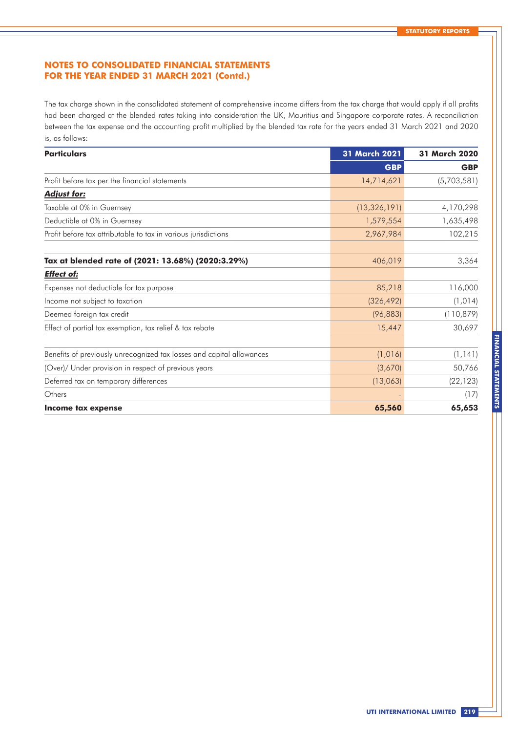## NOTES TO CONSOLIDATED FINANCIAL STATEMENTS FOR THE YEAR ENDED 31 MARCH 2021 (Contd.)

The tax charge shown in the consolidated statement of comprehensive income differs from the tax charge that would apply if all profits had been charged at the blended rates taking into consideration the UK, Mauritius and Singapore corporate rates. A reconciliation between the tax expense and the accounting profit multiplied by the blended tax rate for the years ended 31 March 2021 and 2020 is, as follows:

| Particulars | 31 March 2021 | 31 March 2020 |
|---|---|---|
| | GBP | GBP |
| Profit before tax per the financial statements | 14,714,621 | (5,703,581) |
| ***Adjust for:*** | | |
| Taxable at 0% in Guernsey | (13,326,191) | 4,170,298 |
| Deductible at 0% in Guernsey | 1,579,554 | 1,635,498 |
| Profit before tax attributable to tax in various jurisdictions | 2,967,984 | 102,215 |
| | | |
| **Tax at blended rate of (2021: 13.68%) (2020:3.29%)** | 406,019 | 3,364 |
| ***Effect of:*** | | |
| Expenses not deductible for tax purpose | 85,218 | 116,000 |
| Income not subject to taxation | (326,492) | (1,014) |
| Deemed foreign tax credit | (96,883) | (110,879) |
| Effect of partial tax exemption, tax relief & tax rebate | 15,447 | 30,697 |
| | | |
| Benefits of previously unrecognized tax losses and capital allowances | (1,016) | (1,141) |
| (Over)/ Under provision in respect of previous years | (3,670) | 50,766 |
| Deferred tax on temporary differences | (13,063) | (22,123) |
| Others | - | (17) |
| **Income tax expense** | **65,560** | **65,653** |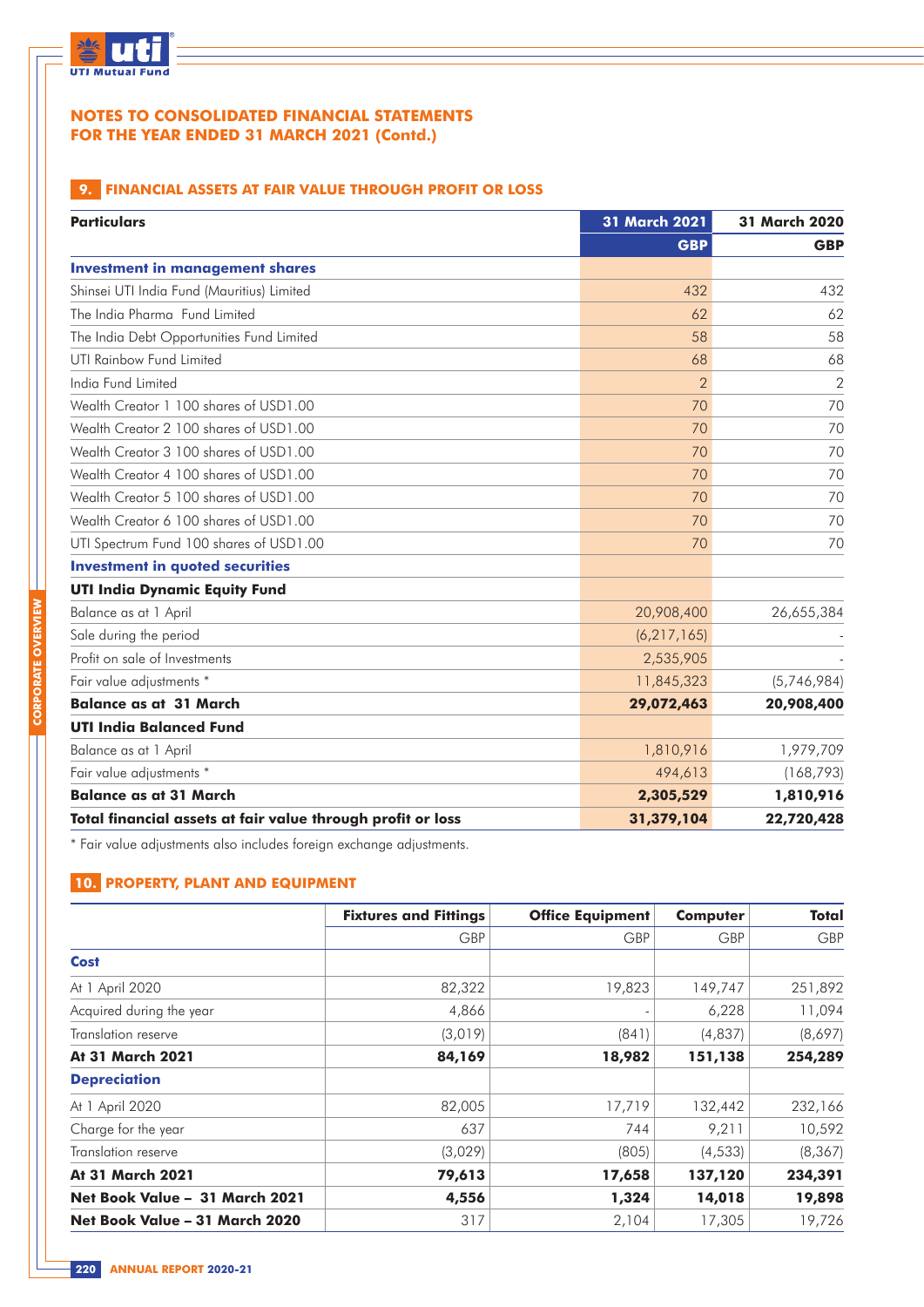## NOTES TO CONSOLIDATED FINANCIAL STATEMENTS FOR THE YEAR ENDED 31 MARCH 2021 (Contd.)

### 9. FINANCIAL ASSETS AT FAIR VALUE THROUGH PROFIT OR LOSS

| Particulars | 31 March 2021 | 31 March 2020 |
|---|---|---|
| | GBP | GBP |
| **Investment in management shares** | | |
| Shinsei UTI India Fund (Mauritius) Limited | 432 | 432 |
| The India Pharma Fund Limited | 62 | 62 |
| The India Debt Opportunities Fund Limited | 58 | 58 |
| UTI Rainbow Fund Limited | 68 | 68 |
| India Fund Limited | 2 | 2 |
| Wealth Creator 1 100 shares of USD1.00 | 70 | 70 |
| Wealth Creator 2 100 shares of USD1.00 | 70 | 70 |
| Wealth Creator 3 100 shares of USD1.00 | 70 | 70 |
| Wealth Creator 4 100 shares of USD1.00 | 70 | 70 |
| Wealth Creator 5 100 shares of USD1.00 | 70 | 70 |
| Wealth Creator 6 100 shares of USD1.00 | 70 | 70 |
| UTI Spectrum Fund 100 shares of USD1.00 | 70 | 70 |
| **Investment in quoted securities** | | |
| **UTI India Dynamic Equity Fund** | | |
| Balance as at 1 April | 20,908,400 | 26,655,384 |
| Sale during the period | (6,217,165) | - |
| Profit on sale of Investments | 2,535,905 | - |
| Fair value adjustments * | 11,845,323 | (5,746,984) |
| **Balance as at 31 March** | **29,072,463** | **20,908,400** |
| **UTI India Balanced Fund** | | |
| Balance as at 1 April | 1,810,916 | 1,979,709 |
| Fair value adjustments * | 494,613 | (168,793) |
| **Balance as at 31 March** | **2,305,529** | **1,810,916** |
| **Total financial assets at fair value through profit or loss** | **31,379,104** | **22,720,428** |

\* Fair value adjustments also includes foreign exchange adjustments.

### 10. PROPERTY, PLANT AND EQUIPMENT

| | Fixtures and Fittings | Office Equipment | Computer | Total |
|---|---|---|---|---|
| | GBP | GBP | GBP | GBP |
| **Cost** | | | | |
| At 1 April 2020 | 82,322 | 19,823 | 149,747 | 251,892 |
| Acquired during the year | 4,866 | - | 6,228 | 11,094 |
| Translation reserve | (3,019) | (841) | (4,837) | (8,697) |
| **At 31 March 2021** | **84,169** | **18,982** | **151,138** | **254,289** |
| **Depreciation** | | | | |
| At 1 April 2020 | 82,005 | 17,719 | 132,442 | 232,166 |
| Charge for the year | 637 | 744 | 9,211 | 10,592 |
| Translation reserve | (3,029) | (805) | (4,533) | (8,367) |
| **At 31 March 2021** | **79,613** | **17,658** | **137,120** | **234,391** |
| **Net Book Value – 31 March 2021** | **4,556** | **1,324** | **14,018** | **19,898** |
| **Net Book Value – 31 March 2020** | 317 | 2,104 | 17,305 | 19,726 |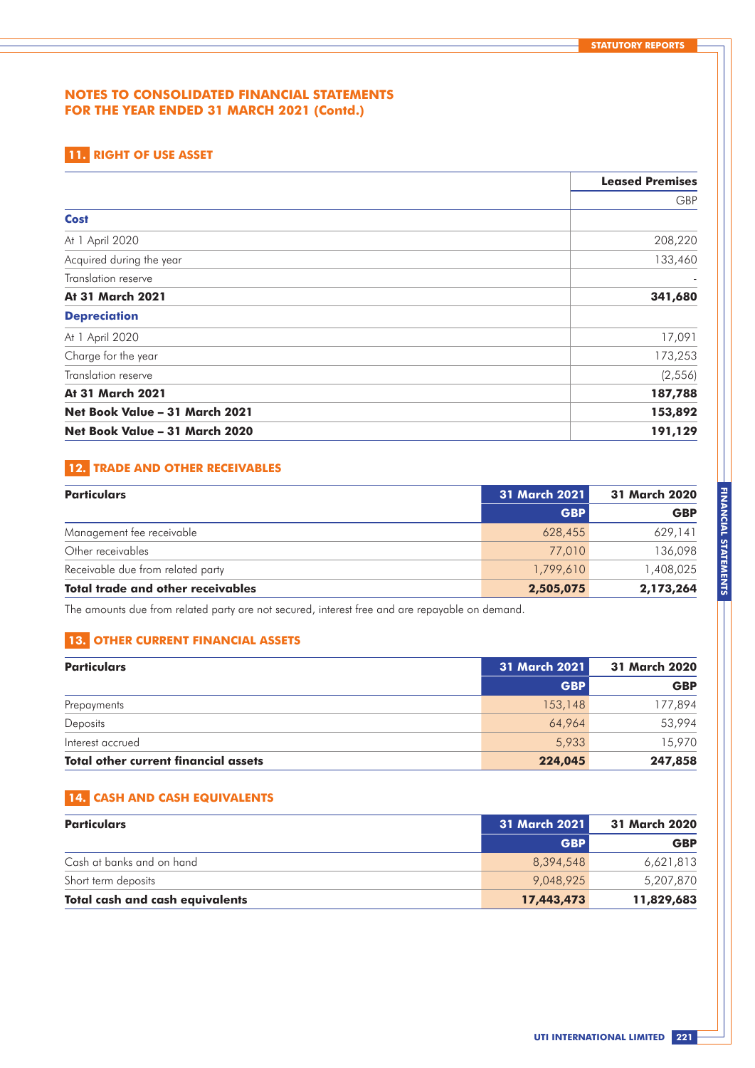# NOTES TO CONSOLIDATED FINANCIAL STATEMENTS FOR THE YEAR ENDED 31 MARCH 2021 (Contd.)

## 11. RIGHT OF USE ASSET

| | Leased Premises |
|---|---:|
| | GBP |
| **Cost** | |
| At 1 April 2020 | 208,220 |
| Acquired during the year | 133,460 |
| Translation reserve | - |
| **At 31 March 2021** | **341,680** |
| **Depreciation** | |
| At 1 April 2020 | 17,091 |
| Charge for the year | 173,253 |
| Translation reserve | (2,556) |
| **At 31 March 2021** | **187,788** |
| **Net Book Value – 31 March 2021** | **153,892** |
| **Net Book Value – 31 March 2020** | **191,129** |

## 12. TRADE AND OTHER RECEIVABLES

| Particulars | 31 March 2021 | 31 March 2020 |
|---|---:|---:|
| | GBP | GBP |
| Management fee receivable | 628,455 | 629,141 |
| Other receivables | 77,010 | 136,098 |
| Receivable due from related party | 1,799,610 | 1,408,025 |
| **Total trade and other receivables** | **2,505,075** | **2,173,264** |

The amounts due from related party are not secured, interest free and are repayable on demand.

## 13. OTHER CURRENT FINANCIAL ASSETS

| Particulars | 31 March 2021 | 31 March 2020 |
|---|---:|---:|
| | GBP | GBP |
| Prepayments | 153,148 | 177,894 |
| Deposits | 64,964 | 53,994 |
| Interest accrued | 5,933 | 15,970 |
| **Total other current financial assets** | **224,045** | **247,858** |

## 14. CASH AND CASH EQUIVALENTS

| Particulars | 31 March 2021 | 31 March 2020 |
|---|---:|---:|
| | GBP | GBP |
| Cash at banks and on hand | 8,394,548 | 6,621,813 |
| Short term deposits | 9,048,925 | 5,207,870 |
| **Total cash and cash equivalents** | **17,443,473** | **11,829,683** |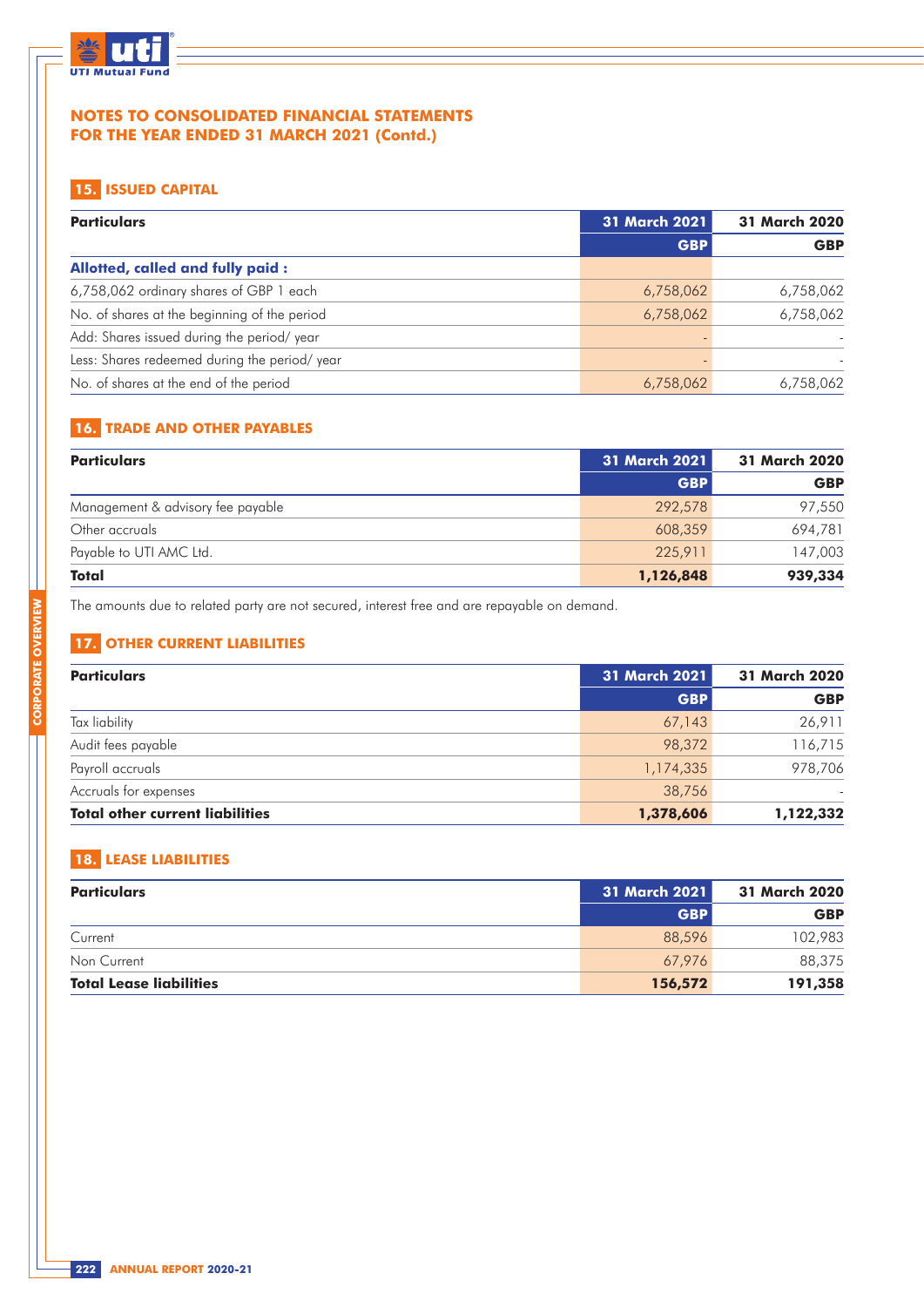## NOTES TO CONSOLIDATED FINANCIAL STATEMENTS FOR THE YEAR ENDED 31 MARCH 2021 (Contd.)

### 15. ISSUED CAPITAL

| Particulars | 31 March 2021 | 31 March 2020 |
|---|---|---|
| | GBP | GBP |
| **Allotted, called and fully paid :** | | |
| 6,758,062 ordinary shares of GBP 1 each | 6,758,062 | 6,758,062 |
| No. of shares at the beginning of the period | 6,758,062 | 6,758,062 |
| Add: Shares issued during the period/ year | - | - |
| Less: Shares redeemed during the period/ year | - | - |
| No. of shares at the end of the period | 6,758,062 | 6,758,062 |

### 16. TRADE AND OTHER PAYABLES

| Particulars | 31 March 2021 | 31 March 2020 |
|---|---|---|
| | GBP | GBP |
| Management & advisory fee payable | 292,578 | 97,550 |
| Other accruals | 608,359 | 694,781 |
| Payable to UTI AMC Ltd. | 225,911 | 147,003 |
| **Total** | **1,126,848** | **939,334** |

The amounts due to related party are not secured, interest free and are repayable on demand.

### 17. OTHER CURRENT LIABILITIES

| Particulars | 31 March 2021 | 31 March 2020 |
|---|---|---|
| | GBP | GBP |
| Tax liability | 67,143 | 26,911 |
| Audit fees payable | 98,372 | 116,715 |
| Payroll accruals | 1,174,335 | 978,706 |
| Accruals for expenses | 38,756 | - |
| **Total other current liabilities** | **1,378,606** | **1,122,332** |

### 18. LEASE LIABILITIES

| Particulars | 31 March 2021 | 31 March 2020 |
|---|---|---|
| | GBP | GBP |
| Current | 88,596 | 102,983 |
| Non Current | 67,976 | 88,375 |
| **Total Lease liabilities** | **156,572** | **191,358** |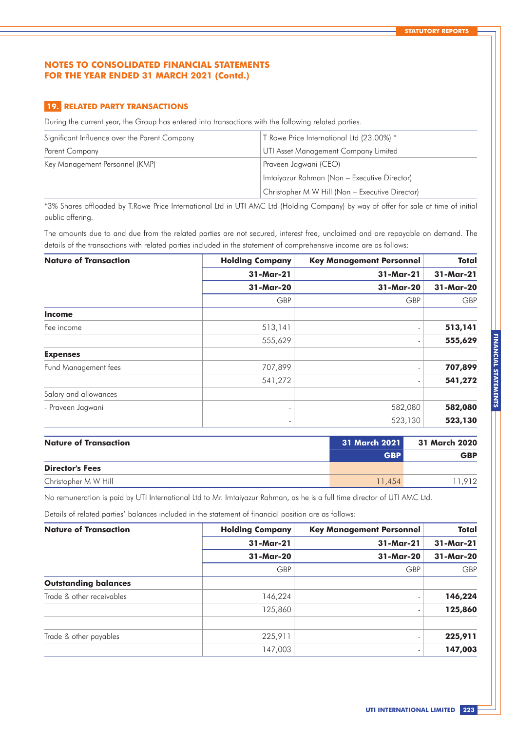## NOTES TO CONSOLIDATED FINANCIAL STATEMENTS FOR THE YEAR ENDED 31 MARCH 2021 (Contd.)

### 19. RELATED PARTY TRANSACTIONS

During the current year, the Group has entered into transactions with the following related parties.

| | |
|---|---|
| Significant Influence over the Parent Company | T Rowe Price International Ltd (23.00%) * |
| Parent Company | UTI Asset Management Company Limited |
| Key Management Personnel (KMP) | Praveen Jagwani (CEO) |
| | Imtaiyazur Rahman (Non – Executive Director) |
| | Christopher M W Hill (Non – Executive Director) |

*3% Shares offloaded by T.Rowe Price International Ltd in UTI AMC Ltd (Holding Company) by way of offer for sale at time of initial public offering.

The amounts due to and due from the related parties are not secured, interest free, unclaimed and are repayable on demand. The details of the transactions with related parties included in the statement of comprehensive income are as follows:

| Nature of Transaction | Holding Company | Key Management Personnel | Total |
|---|---|---|---|
| | 31-Mar-21 | 31-Mar-21 | 31-Mar-21 |
| | 31-Mar-20 | 31-Mar-20 | 31-Mar-20 |
| | GBP | GBP | GBP |
| **Income** | | | |
| Fee income | 513,141 | - | **513,141** |
| | 555,629 | - | **555,629** |
| **Expenses** | | | |
| Fund Management fees | 707,899 | - | **707,899** |
| | 541,272 | - | **541,272** |
| Salary and allowances | | | |
| - Praveen Jagwani | - | 582,080 | **582,080** |
| | - | 523,130 | **523,130** |

| Nature of Transaction | 31 March 2021 | 31 March 2020 |
|---|---|---|
| | GBP | GBP |
| **Director's Fees** | | |
| Christopher M W Hill | 11,454 | 11,912 |

No remuneration is paid by UTI International Ltd to Mr. Imtaiyazur Rahman, as he is a full time director of UTI AMC Ltd.

Details of related parties' balances included in the statement of financial position are as follows:

| Nature of Transaction | Holding Company | Key Management Personnel | Total |
|---|---|---|---|
| | 31-Mar-21 | 31-Mar-21 | 31-Mar-21 |
| | 31-Mar-20 | 31-Mar-20 | 31-Mar-20 |
| | GBP | GBP | GBP |
| **Outstanding balances** | | | |
| Trade & other receivables | 146,224 | - | **146,224** |
| | 125,860 | - | **125,860** |
| | | | |
| Trade & other payables | 225,911 | - | **225,911** |
| | 147,003 | - | **147,003** |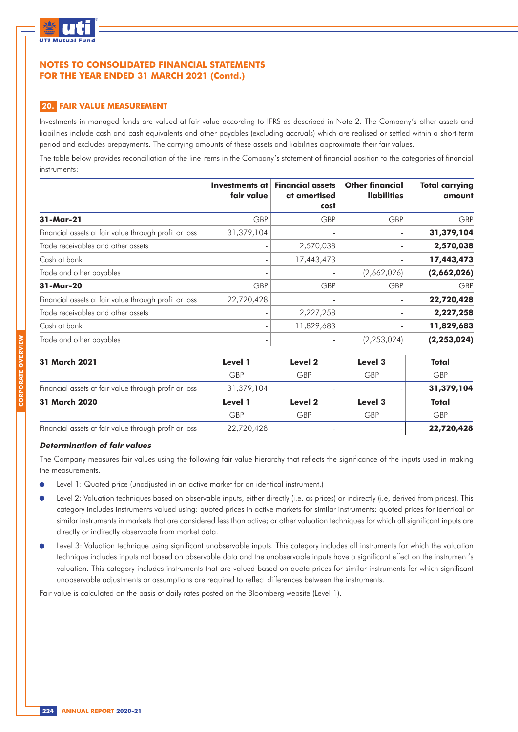# NOTES TO CONSOLIDATED FINANCIAL STATEMENTS FOR THE YEAR ENDED 31 MARCH 2021 (Contd.)

## 20. FAIR VALUE MEASUREMENT

Investments in managed funds are valued at fair value according to IFRS as described in Note 2. The Company's other assets and liabilities include cash and cash equivalents and other payables (excluding accruals) which are realised or settled within a short-term period and excludes prepayments. The carrying amounts of these assets and liabilities approximate their fair values.

The table below provides reconciliation of the line items in the Company's statement of financial position to the categories of financial instruments:

| | Investments at fair value | Financial assets at amortised cost | Other financial liabilities | Total carrying amount |
|---|---|---|---|---|
| **31-Mar-21** | GBP | GBP | GBP | GBP |
| Financial assets at fair value through profit or loss | 31,379,104 | - | - | **31,379,104** |
| Trade receivables and other assets | - | 2,570,038 | - | **2,570,038** |
| Cash at bank | - | 17,443,473 | - | **17,443,473** |
| Trade and other payables | - | - | (2,662,026) | **(2,662,026)** |
| **31-Mar-20** | GBP | GBP | GBP | GBP |
| Financial assets at fair value through profit or loss | 22,720,428 | - | - | **22,720,428** |
| Trade receivables and other assets | - | 2,227,258 | - | **2,227,258** |
| Cash at bank | - | 11,829,683 | - | **11,829,683** |
| Trade and other payables | - | - | (2,253,024) | **(2,253,024)** |

| **31 March 2021** | **Level 1** | **Level 2** | **Level 3** | **Total** |
|---|---|---|---|---|
| | GBP | GBP | GBP | GBP |
| Financial assets at fair value through profit or loss | 31,379,104 | - | - | **31,379,104** |
| **31 March 2020** | **Level 1** | **Level 2** | **Level 3** | **Total** |
| | GBP | GBP | GBP | GBP |
| Financial assets at fair value through profit or loss | 22,720,428 | - | - | **22,720,428** |

***Determination of fair values***

The Company measures fair values using the following fair value hierarchy that reflects the significance of the inputs used in making the measurements.

- Level 1: Quoted price (unadjusted in an active market for an identical instrument.)
- Level 2: Valuation techniques based on observable inputs, either directly (i.e. as prices) or indirectly (i.e, derived from prices). This category includes instruments valued using: quoted prices in active markets for similar instruments: quoted prices for identical or similar instruments in markets that are considered less than active; or other valuation techniques for which all significant inputs are directly or indirectly observable from market data.
- Level 3: Valuation technique using significant unobservable inputs. This category includes all instruments for which the valuation technique includes inputs not based on observable data and the unobservable inputs have a significant effect on the instrument's valuation. This category includes instruments that are valued based on quota prices for similar instruments for which significant unobservable adjustments or assumptions are required to reflect differences between the instruments.

Fair value is calculated on the basis of daily rates posted on the Bloomberg website (Level 1).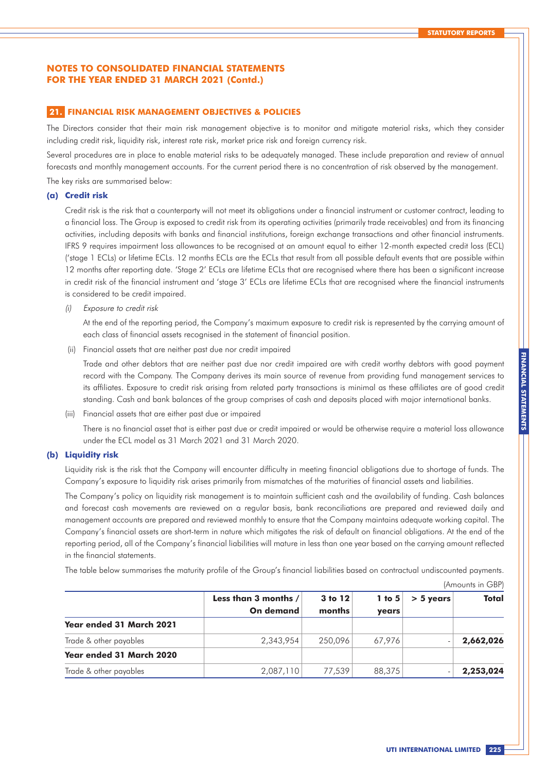# NOTES TO CONSOLIDATED FINANCIAL STATEMENTS FOR THE YEAR ENDED 31 MARCH 2021 (Contd.)

## 21. FINANCIAL RISK MANAGEMENT OBJECTIVES & POLICIES

The Directors consider that their main risk management objective is to monitor and mitigate material risks, which they consider including credit risk, liquidity risk, interest rate risk, market price risk and foreign currency risk.

Several procedures are in place to enable material risks to be adequately managed. These include preparation and review of annual forecasts and monthly management accounts. For the current period there is no concentration of risk observed by the management.

The key risks are summarised below:

### (a) Credit risk

Credit risk is the risk that a counterparty will not meet its obligations under a financial instrument or customer contract, leading to a financial loss. The Group is exposed to credit risk from its operating activities (primarily trade receivables) and from its financing activities, including deposits with banks and financial institutions, foreign exchange transactions and other financial instruments. IFRS 9 requires impairment loss allowances to be recognised at an amount equal to either 12-month expected credit loss (ECL) ('stage 1 ECLs) or lifetime ECLs. 12 months ECLs are the ECLs that result from all possible default events that are possible within 12 months after reporting date. 'Stage 2' ECLs are lifetime ECLs that are recognised where there has been a significant increase in credit risk of the financial instrument and 'stage 3' ECLs are lifetime ECLs that are recognised where the financial instruments is considered to be credit impaired.

(i) *Exposure to credit risk*

At the end of the reporting period, the Company's maximum exposure to credit risk is represented by the carrying amount of each class of financial assets recognised in the statement of financial position.

(ii) Financial assets that are neither past due nor credit impaired

Trade and other debtors that are neither past due nor credit impaired are with credit worthy debtors with good payment record with the Company. The Company derives its main source of revenue from providing fund management services to its affiliates. Exposure to credit risk arising from related party transactions is minimal as these affiliates are of good credit standing. Cash and bank balances of the group comprises of cash and deposits placed with major international banks.

(iii) Financial assets that are either past due or impaired

There is no financial asset that is either past due or credit impaired or would be otherwise require a material loss allowance under the ECL model as 31 March 2021 and 31 March 2020.

### (b) Liquidity risk

Liquidity risk is the risk that the Company will encounter difficulty in meeting financial obligations due to shortage of funds. The Company's exposure to liquidity risk arises primarily from mismatches of the maturities of financial assets and liabilities.

The Company's policy on liquidity risk management is to maintain sufficient cash and the availability of funding. Cash balances and forecast cash movements are reviewed on a regular basis, bank reconciliations are prepared and reviewed daily and management accounts are prepared and reviewed monthly to ensure that the Company maintains adequate working capital. The Company's financial assets are short-term in nature which mitigates the risk of default on financial obligations. At the end of the reporting period, all of the Company's financial liabilities will mature in less than one year based on the carrying amount reflected in the financial statements.

The table below summarises the maturity profile of the Group's financial liabilities based on contractual undiscounted payments.

(Amounts in GBP)

| | Less than 3 months / On demand | 3 to 12 months | 1 to 5 years | > 5 years | Total |
|---|---|---|---|---|---|
| **Year ended 31 March 2021** | | | | | |
| Trade & other payables | 2,343,954 | 250,096 | 67,976 | - | **2,662,026** |
| **Year ended 31 March 2020** | | | | | |
| Trade & other payables | 2,087,110 | 77,539 | 88,375 | - | **2,253,024** |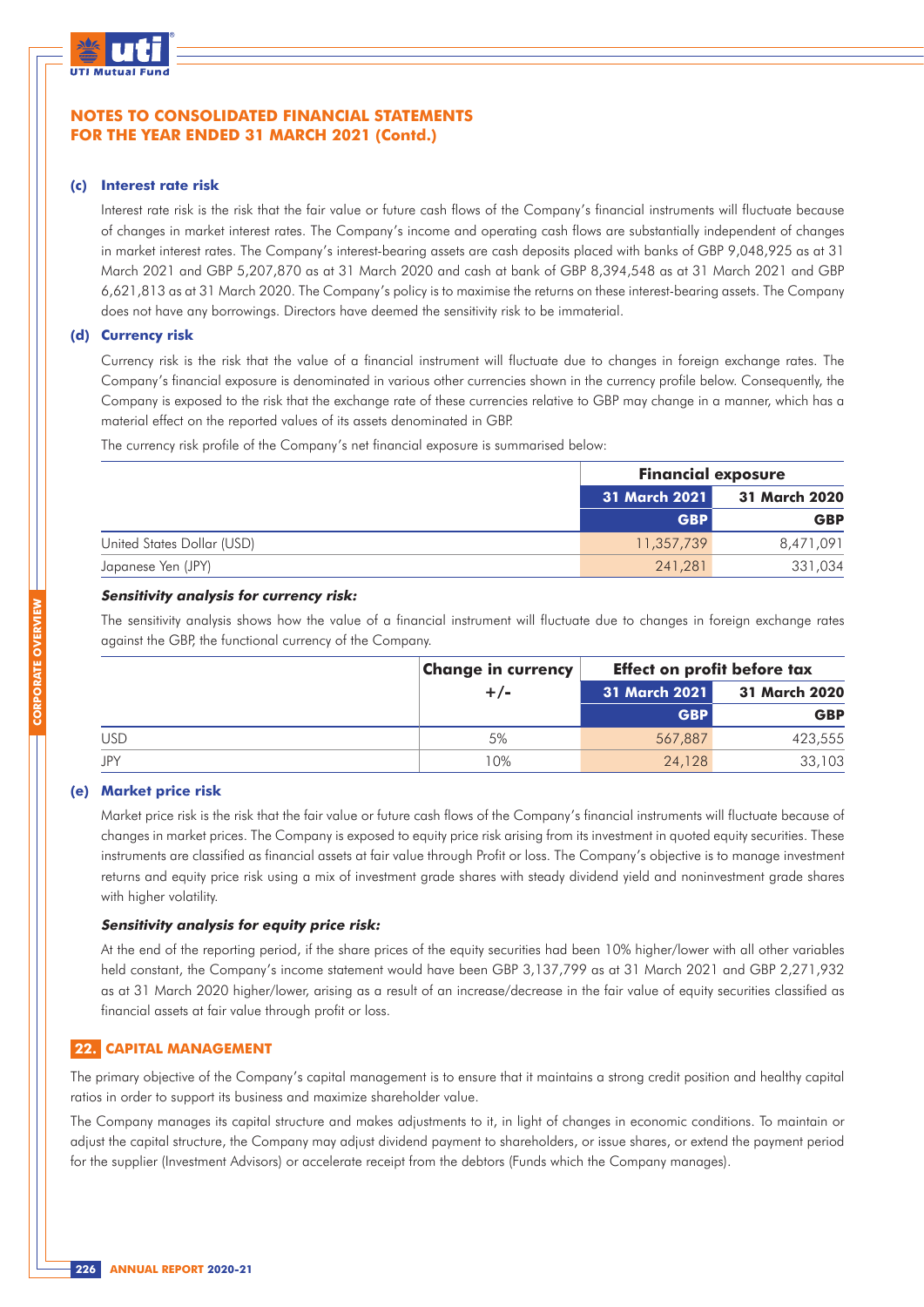## NOTES TO CONSOLIDATED FINANCIAL STATEMENTS FOR THE YEAR ENDED 31 MARCH 2021 (Contd.)

### (c) Interest rate risk

Interest rate risk is the risk that the fair value or future cash flows of the Company's financial instruments will fluctuate because of changes in market interest rates. The Company's income and operating cash flows are substantially independent of changes in market interest rates. The Company's interest-bearing assets are cash deposits placed with banks of GBP 9,048,925 as at 31 March 2021 and GBP 5,207,870 as at 31 March 2020 and cash at bank of GBP 8,394,548 as at 31 March 2021 and GBP 6,621,813 as at 31 March 2020. The Company's policy is to maximise the returns on these interest-bearing assets. The Company does not have any borrowings. Directors have deemed the sensitivity risk to be immaterial.

### (d) Currency risk

Currency risk is the risk that the value of a financial instrument will fluctuate due to changes in foreign exchange rates. The Company's financial exposure is denominated in various other currencies shown in the currency profile below. Consequently, the Company is exposed to the risk that the exchange rate of these currencies relative to GBP may change in a manner, which has a material effect on the reported values of its assets denominated in GBP.

The currency risk profile of the Company's net financial exposure is summarised below:

| | Financial exposure | |
|---|---|---|
| | 31 March 2021 | 31 March 2020 |
| | GBP | GBP |
| United States Dollar (USD) | 11,357,739 | 8,471,091 |
| Japanese Yen (JPY) | 241,281 | 331,034 |

***Sensitivity analysis for currency risk:***

The sensitivity analysis shows how the value of a financial instrument will fluctuate due to changes in foreign exchange rates against the GBP, the functional currency of the Company.

| | Change in currency +/- | Effect on profit before tax | |
|---|---|---|---|
| | | 31 March 2021 | 31 March 2020 |
| | | GBP | GBP |
| USD | 5% | 567,887 | 423,555 |
| JPY | 10% | 24,128 | 33,103 |

### (e) Market price risk

Market price risk is the risk that the fair value or future cash flows of the Company's financial instruments will fluctuate because of changes in market prices. The Company is exposed to equity price risk arising from its investment in quoted equity securities. These instruments are classified as financial assets at fair value through Profit or loss. The Company's objective is to manage investment returns and equity price risk using a mix of investment grade shares with steady dividend yield and noninvestment grade shares with higher volatility.

***Sensitivity analysis for equity price risk:***

At the end of the reporting period, if the share prices of the equity securities had been 10% higher/lower with all other variables held constant, the Company's income statement would have been GBP 3,137,799 as at 31 March 2021 and GBP 2,271,932 as at 31 March 2020 higher/lower, arising as a result of an increase/decrease in the fair value of equity securities classified as financial assets at fair value through profit or loss.

## 22. CAPITAL MANAGEMENT

The primary objective of the Company's capital management is to ensure that it maintains a strong credit position and healthy capital ratios in order to support its business and maximize shareholder value.

The Company manages its capital structure and makes adjustments to it, in light of changes in economic conditions. To maintain or adjust the capital structure, the Company may adjust dividend payment to shareholders, or issue shares, or extend the payment period for the supplier (Investment Advisors) or accelerate receipt from the debtors (Funds which the Company manages).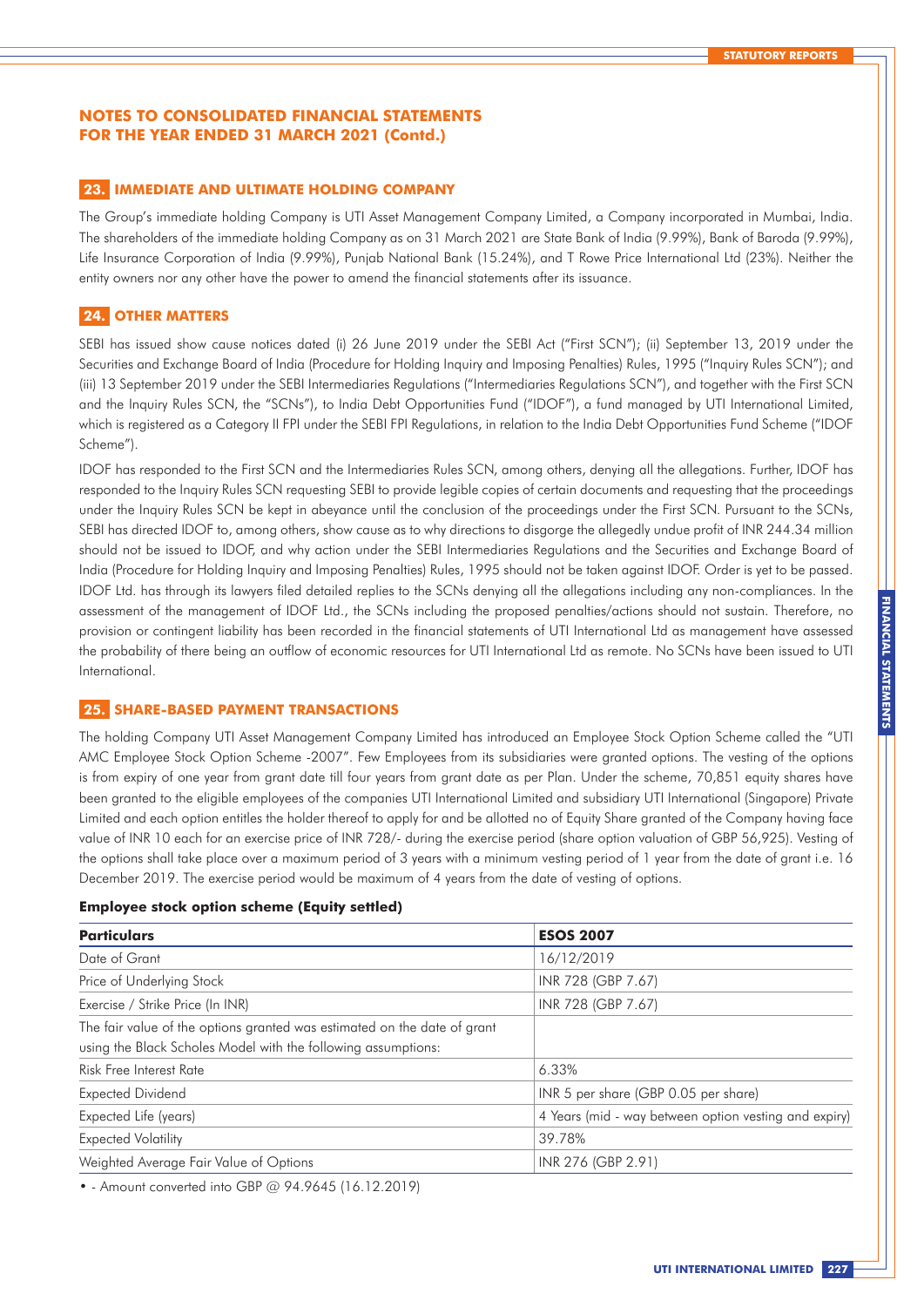# NOTES TO CONSOLIDATED FINANCIAL STATEMENTS FOR THE YEAR ENDED 31 MARCH 2021 (Contd.)

## 23. IMMEDIATE AND ULTIMATE HOLDING COMPANY

The Group's immediate holding Company is UTI Asset Management Company Limited, a Company incorporated in Mumbai, India. The shareholders of the immediate holding Company as on 31 March 2021 are State Bank of India (9.99%), Bank of Baroda (9.99%), Life Insurance Corporation of India (9.99%), Punjab National Bank (15.24%), and T Rowe Price International Ltd (23%). Neither the entity owners nor any other have the power to amend the financial statements after its issuance.

## 24. OTHER MATTERS

SEBI has issued show cause notices dated (i) 26 June 2019 under the SEBI Act ("First SCN"); (ii) September 13, 2019 under the Securities and Exchange Board of India (Procedure for Holding Inquiry and Imposing Penalties) Rules, 1995 ("Inquiry Rules SCN"); and (iii) 13 September 2019 under the SEBI Intermediaries Regulations ("Intermediaries Regulations SCN"), and together with the First SCN and the Inquiry Rules SCN, the "SCNs"), to India Debt Opportunities Fund ("IDOF"), a fund managed by UTI International Limited, which is registered as a Category II FPI under the SEBI FPI Regulations, in relation to the India Debt Opportunities Fund Scheme ("IDOF Scheme").

IDOF has responded to the First SCN and the Intermediaries Rules SCN, among others, denying all the allegations. Further, IDOF has responded to the Inquiry Rules SCN requesting SEBI to provide legible copies of certain documents and requesting that the proceedings under the Inquiry Rules SCN be kept in abeyance until the conclusion of the proceedings under the First SCN. Pursuant to the SCNs, SEBI has directed IDOF to, among others, show cause as to why directions to disgorge the allegedly undue profit of INR 244.34 million should not be issued to IDOF, and why action under the SEBI Intermediaries Regulations and the Securities and Exchange Board of India (Procedure for Holding Inquiry and Imposing Penalties) Rules, 1995 should not be taken against IDOF. Order is yet to be passed. IDOF Ltd. has through its lawyers filed detailed replies to the SCNs denying all the allegations including any non-compliances. In the assessment of the management of IDOF Ltd., the SCNs including the proposed penalties/actions should not sustain. Therefore, no provision or contingent liability has been recorded in the financial statements of UTI International Ltd as management have assessed the probability of there being an outflow of economic resources for UTI International Ltd as remote. No SCNs have been issued to UTI International.

## 25. SHARE-BASED PAYMENT TRANSACTIONS

The holding Company UTI Asset Management Company Limited has introduced an Employee Stock Option Scheme called the "UTI AMC Employee Stock Option Scheme -2007". Few Employees from its subsidiaries were granted options. The vesting of the options is from expiry of one year from grant date till four years from grant date as per Plan. Under the scheme, 70,851 equity shares have been granted to the eligible employees of the companies UTI International Limited and subsidiary UTI International (Singapore) Private Limited and each option entitles the holder thereof to apply for and be allotted no of Equity Share granted of the Company having face value of INR 10 each for an exercise price of INR 728/- during the exercise period (share option valuation of GBP 56,925). Vesting of the options shall take place over a maximum period of 3 years with a minimum vesting period of 1 year from the date of grant i.e. 16 December 2019. The exercise period would be maximum of 4 years from the date of vesting of options.

**Employee stock option scheme (Equity settled)**

| Particulars | ESOS 2007 |
|---|---|
| Date of Grant | 16/12/2019 |
| Price of Underlying Stock | INR 728 (GBP 7.67) |
| Exercise / Strike Price (In INR) | INR 728 (GBP 7.67) |
| The fair value of the options granted was estimated on the date of grant using the Black Scholes Model with the following assumptions: | |
| Risk Free Interest Rate | 6.33% |
| Expected Dividend | INR 5 per share (GBP 0.05 per share) |
| Expected Life (years) | 4 Years (mid - way between option vesting and expiry) |
| Expected Volatility | 39.78% |
| Weighted Average Fair Value of Options | INR 276 (GBP 2.91) |

• - Amount converted into GBP @ 94.9645 (16.12.2019)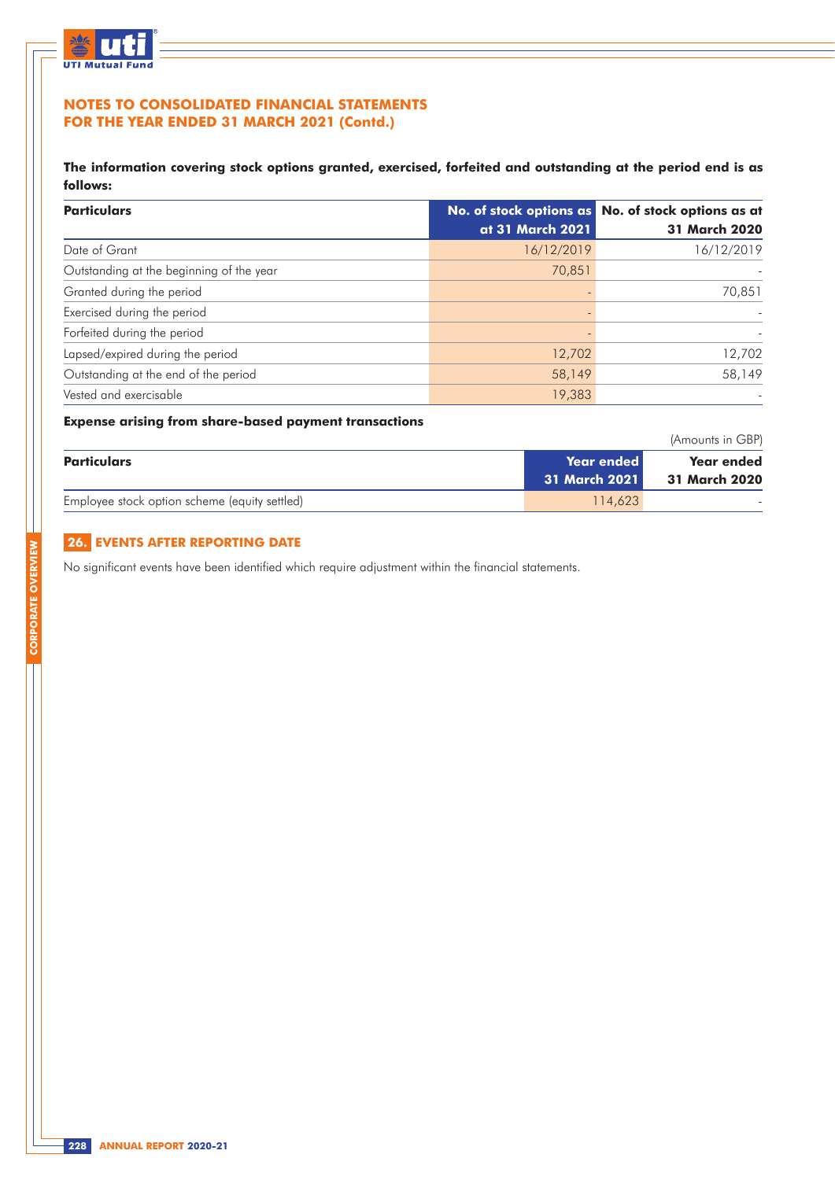## NOTES TO CONSOLIDATED FINANCIAL STATEMENTS FOR THE YEAR ENDED 31 MARCH 2021 (Contd.)

**The information covering stock options granted, exercised, forfeited and outstanding at the period end is as follows:**

| Particulars | No. of stock options as at 31 March 2021 | No. of stock options as at 31 March 2020 |
|---|---|---|
| Date of Grant | 16/12/2019 | 16/12/2019 |
| Outstanding at the beginning of the year | 70,851 | - |
| Granted during the period | - | 70,851 |
| Exercised during the period | - | - |
| Forfeited during the period | - | - |
| Lapsed/expired during the period | 12,702 | 12,702 |
| Outstanding at the end of the period | 58,149 | 58,149 |
| Vested and exercisable | 19,383 | - |

**Expense arising from share-based payment transactions**

(Amounts in GBP)

| Particulars | Year ended 31 March 2021 | Year ended 31 March 2020 |
|---|---|---|
| Employee stock option scheme (equity settled) | 114,623 | - |

## 26. EVENTS AFTER REPORTING DATE

No significant events have been identified which require adjustment within the financial statements.